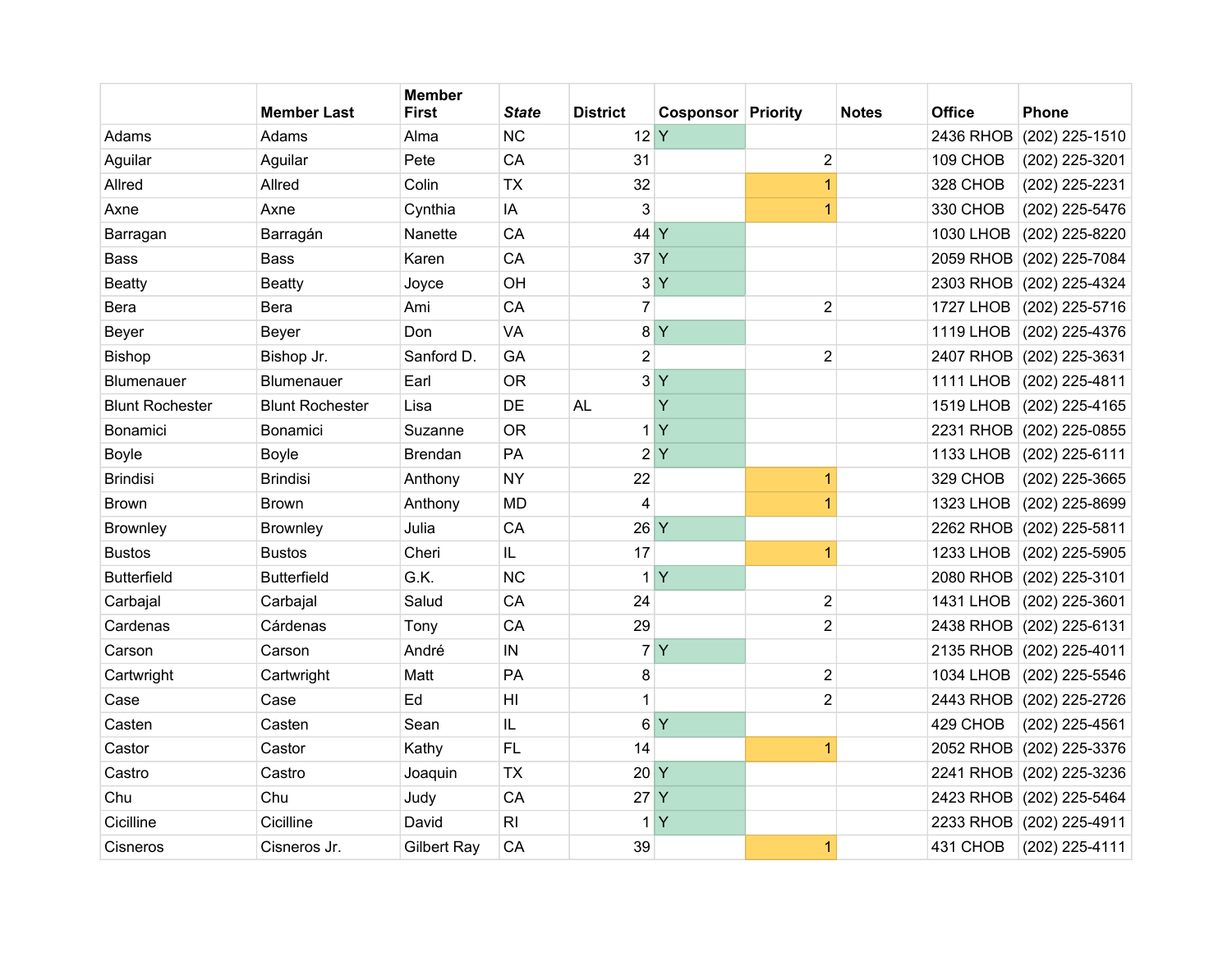| | Member Last | Member First | *State* | District | Cosponsor | Priority | Notes | Office | Phone |
|---|---|---|---|---|---|---|---|---|---|
| Adams | Adams | Alma | NC | 12 | Y | | | 2436 RHOB | (202) 225-1510 |
| Aguilar | Aguilar | Pete | CA | 31 | | 2 | | 109 CHOB | (202) 225-3201 |
| Allred | Allred | Colin | TX | 32 | | 1 | | 328 CHOB | (202) 225-2231 |
| Axne | Axne | Cynthia | IA | 3 | | 1 | | 330 CHOB | (202) 225-5476 |
| Barragan | Barragán | Nanette | CA | 44 | Y | | | 1030 LHOB | (202) 225-8220 |
| Bass | Bass | Karen | CA | 37 | Y | | | 2059 RHOB | (202) 225-7084 |
| Beatty | Beatty | Joyce | OH | 3 | Y | | | 2303 RHOB | (202) 225-4324 |
| Bera | Bera | Ami | CA | 7 | | 2 | | 1727 LHOB | (202) 225-5716 |
| Beyer | Beyer | Don | VA | 8 | Y | | | 1119 LHOB | (202) 225-4376 |
| Bishop | Bishop Jr. | Sanford D. | GA | 2 | | 2 | | 2407 RHOB | (202) 225-3631 |
| Blumenauer | Blumenauer | Earl | OR | 3 | Y | | | 1111 LHOB | (202) 225-4811 |
| Blunt Rochester | Blunt Rochester | Lisa | DE | AL | Y | | | 1519 LHOB | (202) 225-4165 |
| Bonamici | Bonamici | Suzanne | OR | 1 | Y | | | 2231 RHOB | (202) 225-0855 |
| Boyle | Boyle | Brendan | PA | 2 | Y | | | 1133 LHOB | (202) 225-6111 |
| Brindisi | Brindisi | Anthony | NY | 22 | | 1 | | 329 CHOB | (202) 225-3665 |
| Brown | Brown | Anthony | MD | 4 | | 1 | | 1323 LHOB | (202) 225-8699 |
| Brownley | Brownley | Julia | CA | 26 | Y | | | 2262 RHOB | (202) 225-5811 |
| Bustos | Bustos | Cheri | IL | 17 | | 1 | | 1233 LHOB | (202) 225-5905 |
| Butterfield | Butterfield | G.K. | NC | 1 | Y | | | 2080 RHOB | (202) 225-3101 |
| Carbajal | Carbajal | Salud | CA | 24 | | 2 | | 1431 LHOB | (202) 225-3601 |
| Cardenas | Cárdenas | Tony | CA | 29 | | 2 | | 2438 RHOB | (202) 225-6131 |
| Carson | Carson | André | IN | 7 | Y | | | 2135 RHOB | (202) 225-4011 |
| Cartwright | Cartwright | Matt | PA | 8 | | 2 | | 1034 LHOB | (202) 225-5546 |
| Case | Case | Ed | HI | 1 | | 2 | | 2443 RHOB | (202) 225-2726 |
| Casten | Casten | Sean | IL | 6 | Y | | | 429 CHOB | (202) 225-4561 |
| Castor | Castor | Kathy | FL | 14 | | 1 | | 2052 RHOB | (202) 225-3376 |
| Castro | Castro | Joaquin | TX | 20 | Y | | | 2241 RHOB | (202) 225-3236 |
| Chu | Chu | Judy | CA | 27 | Y | | | 2423 RHOB | (202) 225-5464 |
| Cicilline | Cicilline | David | RI | 1 | Y | | | 2233 RHOB | (202) 225-4911 |
| Cisneros | Cisneros Jr. | Gilbert Ray | CA | 39 | | 1 | | 431 CHOB | (202) 225-4111 |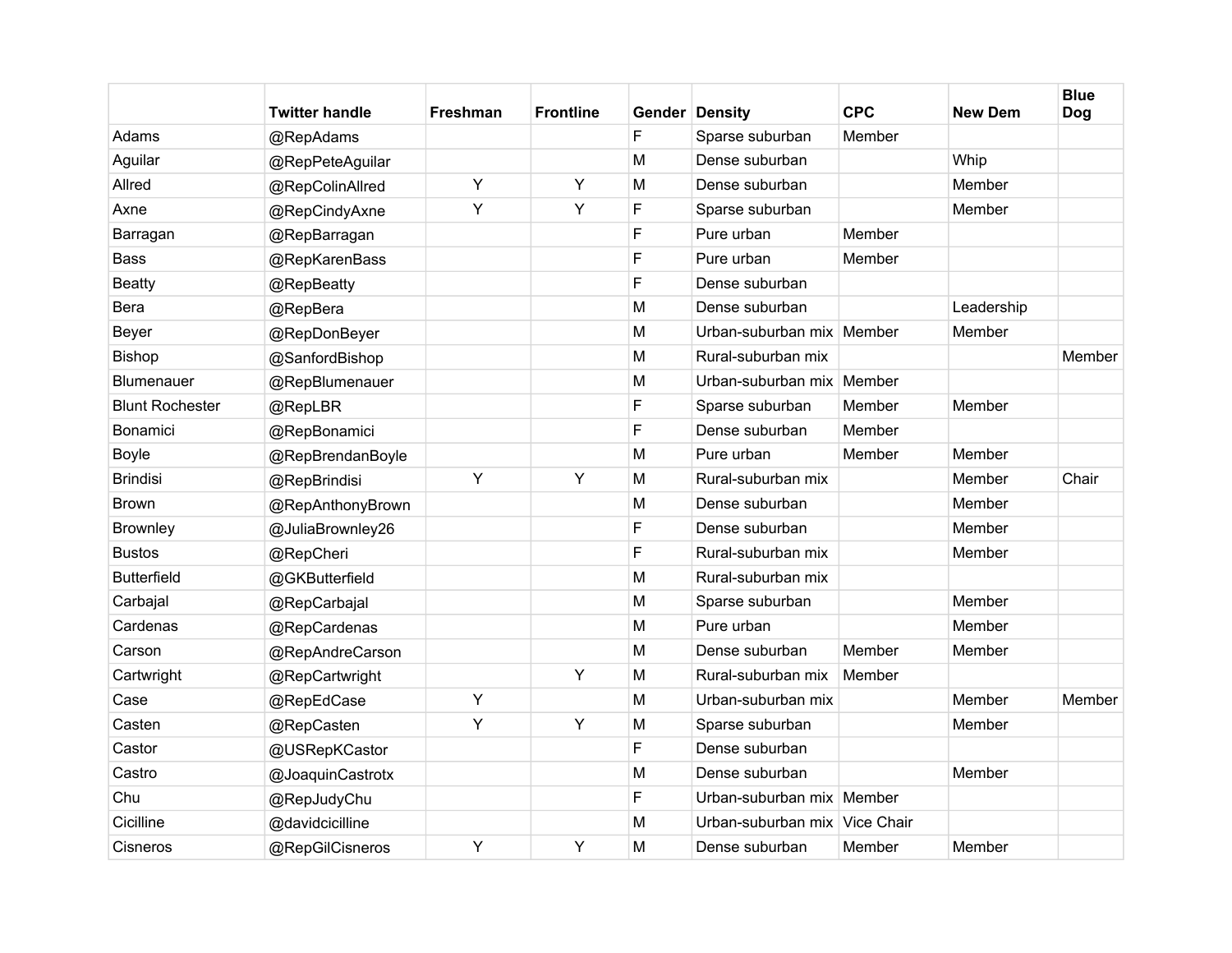| | Twitter handle | Freshman | Frontline | Gender | Density | CPC | New Dem | Blue Dog |
|---|---|---|---|---|---|---|---|---|
| Adams | @RepAdams | | | F | Sparse suburban | Member | | |
| Aguilar | @RepPeteAguilar | | | M | Dense suburban | | Whip | |
| Allred | @RepColinAllred | Y | Y | M | Dense suburban | | Member | |
| Axne | @RepCindyAxne | Y | Y | F | Sparse suburban | | Member | |
| Barragan | @RepBarragan | | | F | Pure urban | Member | | |
| Bass | @RepKarenBass | | | F | Pure urban | Member | | |
| Beatty | @RepBeatty | | | F | Dense suburban | | | |
| Bera | @RepBera | | | M | Dense suburban | | Leadership | |
| Beyer | @RepDonBeyer | | | M | Urban-suburban mix | Member | Member | |
| Bishop | @SanfordBishop | | | M | Rural-suburban mix | | | Member |
| Blumenauer | @RepBlumenauer | | | M | Urban-suburban mix | Member | | |
| Blunt Rochester | @RepLBR | | | F | Sparse suburban | Member | Member | |
| Bonamici | @RepBonamici | | | F | Dense suburban | Member | | |
| Boyle | @RepBrendanBoyle | | | M | Pure urban | Member | Member | |
| Brindisi | @RepBrindisi | Y | Y | M | Rural-suburban mix | | Member | Chair |
| Brown | @RepAnthonyBrown | | | M | Dense suburban | | Member | |
| Brownley | @JuliaBrownley26 | | | F | Dense suburban | | Member | |
| Bustos | @RepCheri | | | F | Rural-suburban mix | | Member | |
| Butterfield | @GKButterfield | | | M | Rural-suburban mix | | | |
| Carbajal | @RepCarbajal | | | M | Sparse suburban | | Member | |
| Cardenas | @RepCardenas | | | M | Pure urban | | Member | |
| Carson | @RepAndreCarson | | | M | Dense suburban | Member | Member | |
| Cartwright | @RepCartwright | | Y | M | Rural-suburban mix | Member | | |
| Case | @RepEdCase | Y | | M | Urban-suburban mix | | Member | Member |
| Casten | @RepCasten | Y | Y | M | Sparse suburban | | Member | |
| Castor | @USRepKCastor | | | F | Dense suburban | | | |
| Castro | @JoaquinCastrotx | | | M | Dense suburban | | Member | |
| Chu | @RepJudyChu | | | F | Urban-suburban mix | Member | | |
| Cicilline | @davidcicilline | | | M | Urban-suburban mix | Vice Chair | | |
| Cisneros | @RepGilCisneros | Y | Y | M | Dense suburban | Member | Member | |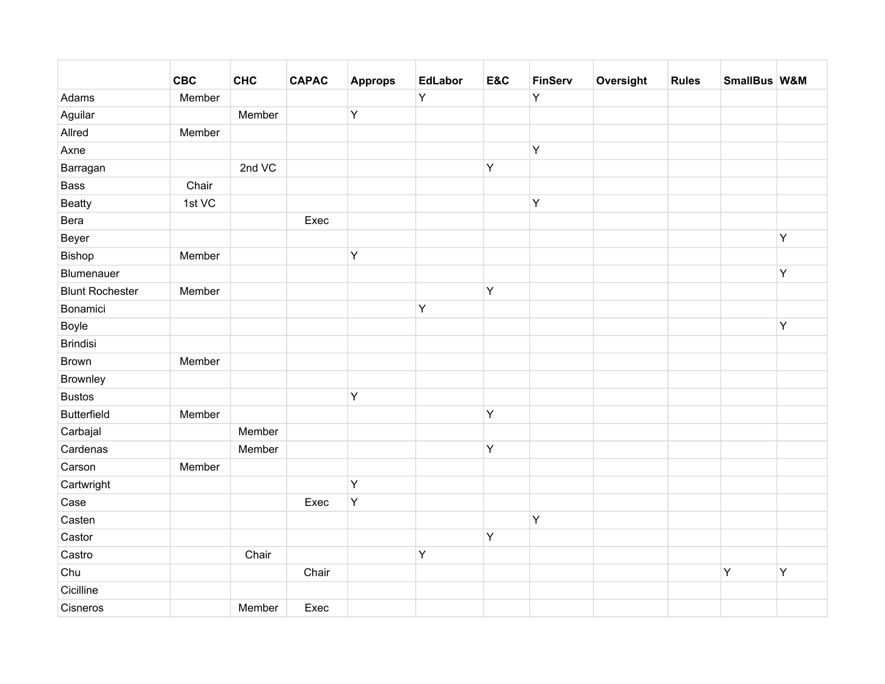| | CBC | CHC | CAPAC | Approps | EdLabor | E&C | FinServ | Oversight | Rules | SmallBus | W&M |
|---|---|---|---|---|---|---|---|---|---|---|---|
| Adams | Member | | | | Y | | Y | | | | |
| Aguilar | | Member | | Y | | | | | | | |
| Allred | Member | | | | | | | | | | |
| Axne | | | | | | | Y | | | | |
| Barragan | | 2nd VC | | | | Y | | | | | |
| Bass | Chair | | | | | | | | | | |
| Beatty | 1st VC | | | | | | Y | | | | |
| Bera | | | Exec | | | | | | | | |
| Beyer | | | | | | | | | | | Y |
| Bishop | Member | | | Y | | | | | | | |
| Blumenauer | | | | | | | | | | | Y |
| Blunt Rochester | Member | | | | | Y | | | | | |
| Bonamici | | | | | Y | | | | | | |
| Boyle | | | | | | | | | | | Y |
| Brindisi | | | | | | | | | | | |
| Brown | Member | | | | | | | | | | |
| Brownley | | | | | | | | | | | |
| Bustos | | | | Y | | | | | | | |
| Butterfield | Member | | | | | Y | | | | | |
| Carbajal | | Member | | | | | | | | | |
| Cardenas | | Member | | | | Y | | | | | |
| Carson | Member | | | | | | | | | | |
| Cartwright | | | | Y | | | | | | | |
| Case | | | Exec | Y | | | | | | | |
| Casten | | | | | | | Y | | | | |
| Castor | | | | | | Y | | | | | |
| Castro | | Chair | | | Y | | | | | | |
| Chu | | | Chair | | | | | | | Y | Y |
| Cicilline | | | | | | | | | | | |
| Cisneros | | Member | Exec | | | | | | | | |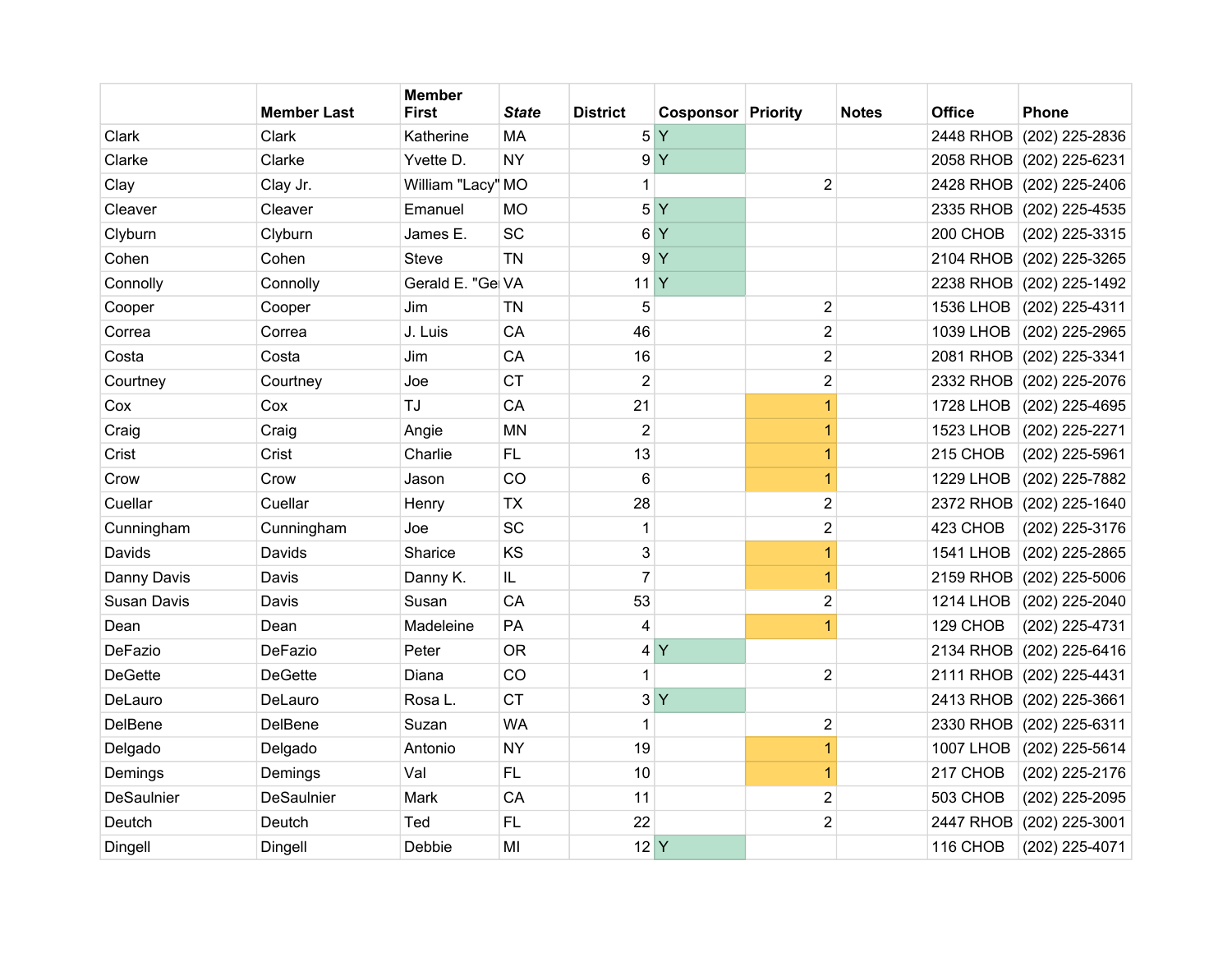| | Member Last | Member First | *State* | District | Cosponsor | Priority | Notes | Office | Phone |
|---|---|---|---|---|---|---|---|---|---|
| Clark | Clark | Katherine | MA | 5 | Y | | | 2448 RHOB | (202) 225-2836 |
| Clarke | Clarke | Yvette D. | NY | 9 | Y | | | 2058 RHOB | (202) 225-6231 |
| Clay | Clay Jr. | William "Lacy" | MO | 1 | | 2 | | 2428 RHOB | (202) 225-2406 |
| Cleaver | Cleaver | Emanuel | MO | 5 | Y | | | 2335 RHOB | (202) 225-4535 |
| Clyburn | Clyburn | James E. | SC | 6 | Y | | | 200 CHOB | (202) 225-3315 |
| Cohen | Cohen | Steve | TN | 9 | Y | | | 2104 RHOB | (202) 225-3265 |
| Connolly | Connolly | Gerald E. "Ge | VA | 11 | Y | | | 2238 RHOB | (202) 225-1492 |
| Cooper | Cooper | Jim | TN | 5 | | 2 | | 1536 LHOB | (202) 225-4311 |
| Correa | Correa | J. Luis | CA | 46 | | 2 | | 1039 LHOB | (202) 225-2965 |
| Costa | Costa | Jim | CA | 16 | | 2 | | 2081 RHOB | (202) 225-3341 |
| Courtney | Courtney | Joe | CT | 2 | | 2 | | 2332 RHOB | (202) 225-2076 |
| Cox | Cox | TJ | CA | 21 | | 1 | | 1728 LHOB | (202) 225-4695 |
| Craig | Craig | Angie | MN | 2 | | 1 | | 1523 LHOB | (202) 225-2271 |
| Crist | Crist | Charlie | FL | 13 | | 1 | | 215 CHOB | (202) 225-5961 |
| Crow | Crow | Jason | CO | 6 | | 1 | | 1229 LHOB | (202) 225-7882 |
| Cuellar | Cuellar | Henry | TX | 28 | | 2 | | 2372 RHOB | (202) 225-1640 |
| Cunningham | Cunningham | Joe | SC | 1 | | 2 | | 423 CHOB | (202) 225-3176 |
| Davids | Davids | Sharice | KS | 3 | | 1 | | 1541 LHOB | (202) 225-2865 |
| Danny Davis | Davis | Danny K. | IL | 7 | | 1 | | 2159 RHOB | (202) 225-5006 |
| Susan Davis | Davis | Susan | CA | 53 | | 2 | | 1214 LHOB | (202) 225-2040 |
| Dean | Dean | Madeleine | PA | 4 | | 1 | | 129 CHOB | (202) 225-4731 |
| DeFazio | DeFazio | Peter | OR | 4 | Y | | | 2134 RHOB | (202) 225-6416 |
| DeGette | DeGette | Diana | CO | 1 | | 2 | | 2111 RHOB | (202) 225-4431 |
| DeLauro | DeLauro | Rosa L. | CT | 3 | Y | | | 2413 RHOB | (202) 225-3661 |
| DelBene | DelBene | Suzan | WA | 1 | | 2 | | 2330 RHOB | (202) 225-6311 |
| Delgado | Delgado | Antonio | NY | 19 | | 1 | | 1007 LHOB | (202) 225-5614 |
| Demings | Demings | Val | FL | 10 | | 1 | | 217 CHOB | (202) 225-2176 |
| DeSaulnier | DeSaulnier | Mark | CA | 11 | | 2 | | 503 CHOB | (202) 225-2095 |
| Deutch | Deutch | Ted | FL | 22 | | 2 | | 2447 RHOB | (202) 225-3001 |
| Dingell | Dingell | Debbie | MI | 12 | Y | | | 116 CHOB | (202) 225-4071 |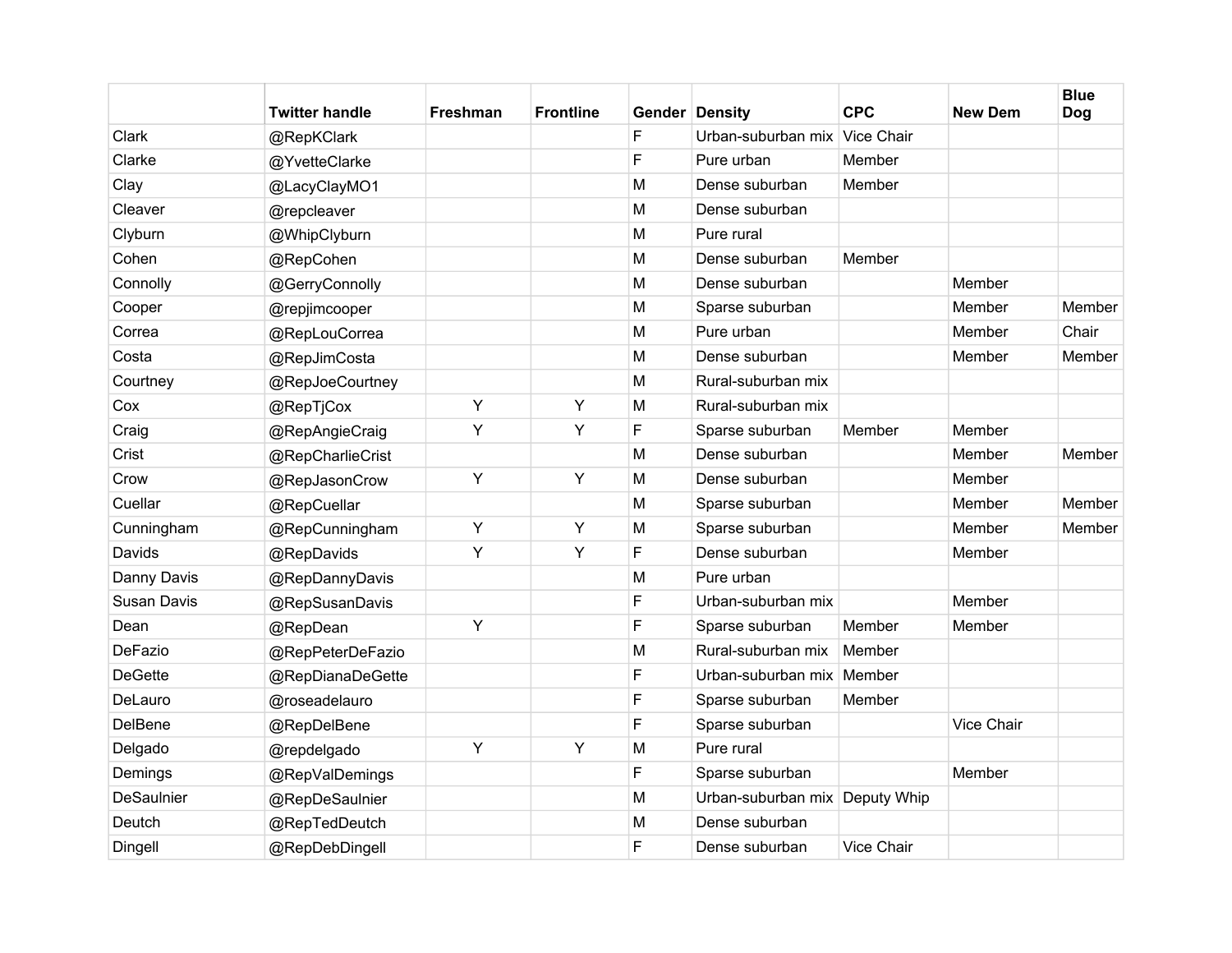| | Twitter handle | Freshman | Frontline | Gender | Density | CPC | New Dem | Blue Dog |
|---|---|---|---|---|---|---|---|---|
| Clark | @RepKClark | | | F | Urban-suburban mix | Vice Chair | | |
| Clarke | @YvetteClarke | | | F | Pure urban | Member | | |
| Clay | @LacyClayMO1 | | | M | Dense suburban | Member | | |
| Cleaver | @repcleaver | | | M | Dense suburban | | | |
| Clyburn | @WhipClyburn | | | M | Pure rural | | | |
| Cohen | @RepCohen | | | M | Dense suburban | Member | | |
| Connolly | @GerryConnolly | | | M | Dense suburban | | Member | |
| Cooper | @repjimcooper | | | M | Sparse suburban | | Member | Member |
| Correa | @RepLouCorrea | | | M | Pure urban | | Member | Chair |
| Costa | @RepJimCosta | | | M | Dense suburban | | Member | Member |
| Courtney | @RepJoeCourtney | | | M | Rural-suburban mix | | | |
| Cox | @RepTjCox | Y | Y | M | Rural-suburban mix | | | |
| Craig | @RepAngieCraig | Y | Y | F | Sparse suburban | Member | Member | |
| Crist | @RepCharlieCrist | | | M | Dense suburban | | Member | Member |
| Crow | @RepJasonCrow | Y | Y | M | Dense suburban | | Member | |
| Cuellar | @RepCuellar | | | M | Sparse suburban | | Member | Member |
| Cunningham | @RepCunningham | Y | Y | M | Sparse suburban | | Member | Member |
| Davids | @RepDavids | Y | Y | F | Dense suburban | | Member | |
| Danny Davis | @RepDannyDavis | | | M | Pure urban | | | |
| Susan Davis | @RepSusanDavis | | | F | Urban-suburban mix | | Member | |
| Dean | @RepDean | Y | | F | Sparse suburban | Member | Member | |
| DeFazio | @RepPeterDeFazio | | | M | Rural-suburban mix | Member | | |
| DeGette | @RepDianaDeGette | | | F | Urban-suburban mix | Member | | |
| DeLauro | @roseadelauro | | | F | Sparse suburban | Member | | |
| DelBene | @RepDelBene | | | F | Sparse suburban | | Vice Chair | |
| Delgado | @repdelgado | Y | Y | M | Pure rural | | | |
| Demings | @RepValDemings | | | F | Sparse suburban | | Member | |
| DeSaulnier | @RepDeSaulnier | | | M | Urban-suburban mix | Deputy Whip | | |
| Deutch | @RepTedDeutch | | | M | Dense suburban | | | |
| Dingell | @RepDebDingell | | | F | Dense suburban | Vice Chair | | |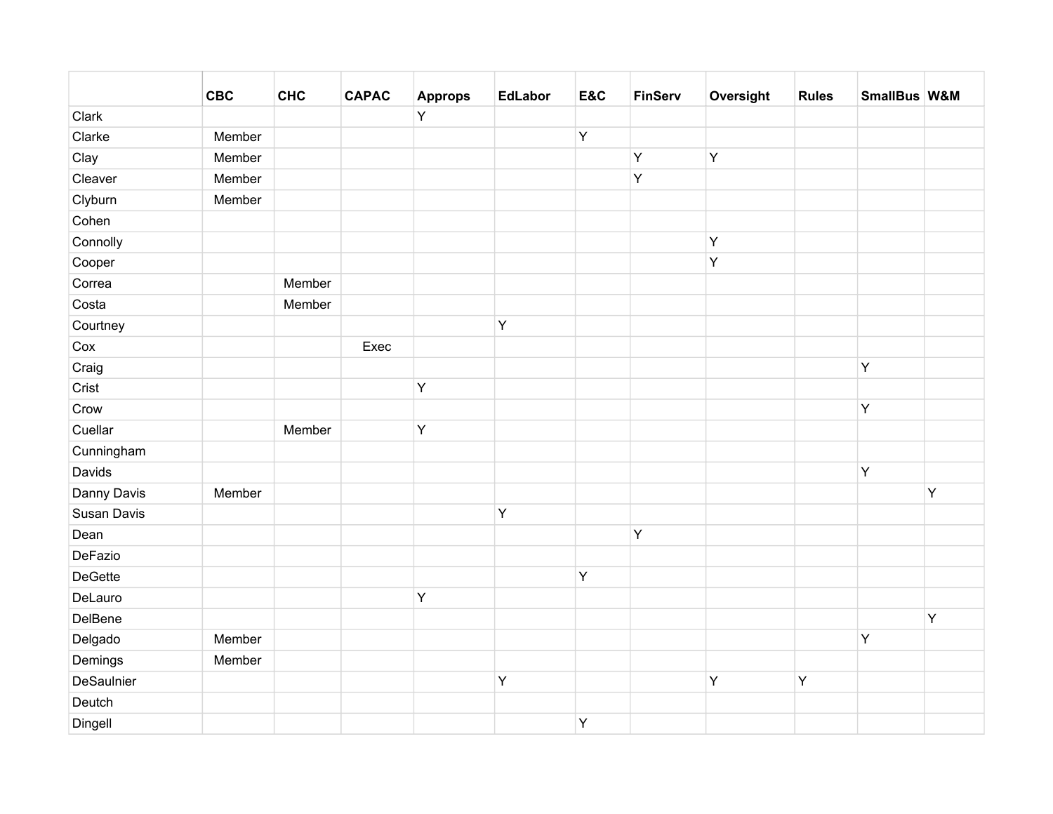| | CBC | CHC | CAPAC | Approps | EdLabor | E&C | FinServ | Oversight | Rules | SmallBus | W&M |
|---|---|---|---|---|---|---|---|---|---|---|---|
| Clark | | | | Y | | | | | | | |
| Clarke | Member | | | | | Y | | | | | |
| Clay | Member | | | | | | Y | Y | | | |
| Cleaver | Member | | | | | | Y | | | | |
| Clyburn | Member | | | | | | | | | | |
| Cohen | | | | | | | | | | | |
| Connolly | | | | | | | | Y | | | |
| Cooper | | | | | | | | Y | | | |
| Correa | | Member | | | | | | | | | |
| Costa | | Member | | | | | | | | | |
| Courtney | | | | | Y | | | | | | |
| Cox | | | Exec | | | | | | | | |
| Craig | | | | | | | | | | Y | |
| Crist | | | | Y | | | | | | | |
| Crow | | | | | | | | | | Y | |
| Cuellar | | Member | | Y | | | | | | | |
| Cunningham | | | | | | | | | | | |
| Davids | | | | | | | | | | Y | |
| Danny Davis | Member | | | | | | | | | | Y |
| Susan Davis | | | | | Y | | | | | | |
| Dean | | | | | | | Y | | | | |
| DeFazio | | | | | | | | | | | |
| DeGette | | | | | | Y | | | | | |
| DeLauro | | | | Y | | | | | | | |
| DelBene | | | | | | | | | | | Y |
| Delgado | Member | | | | | | | | | Y | |
| Demings | Member | | | | | | | | | | |
| DeSaulnier | | | | | Y | | | Y | Y | | |
| Deutch | | | | | | | | | | | |
| Dingell | | | | | | Y | | | | | |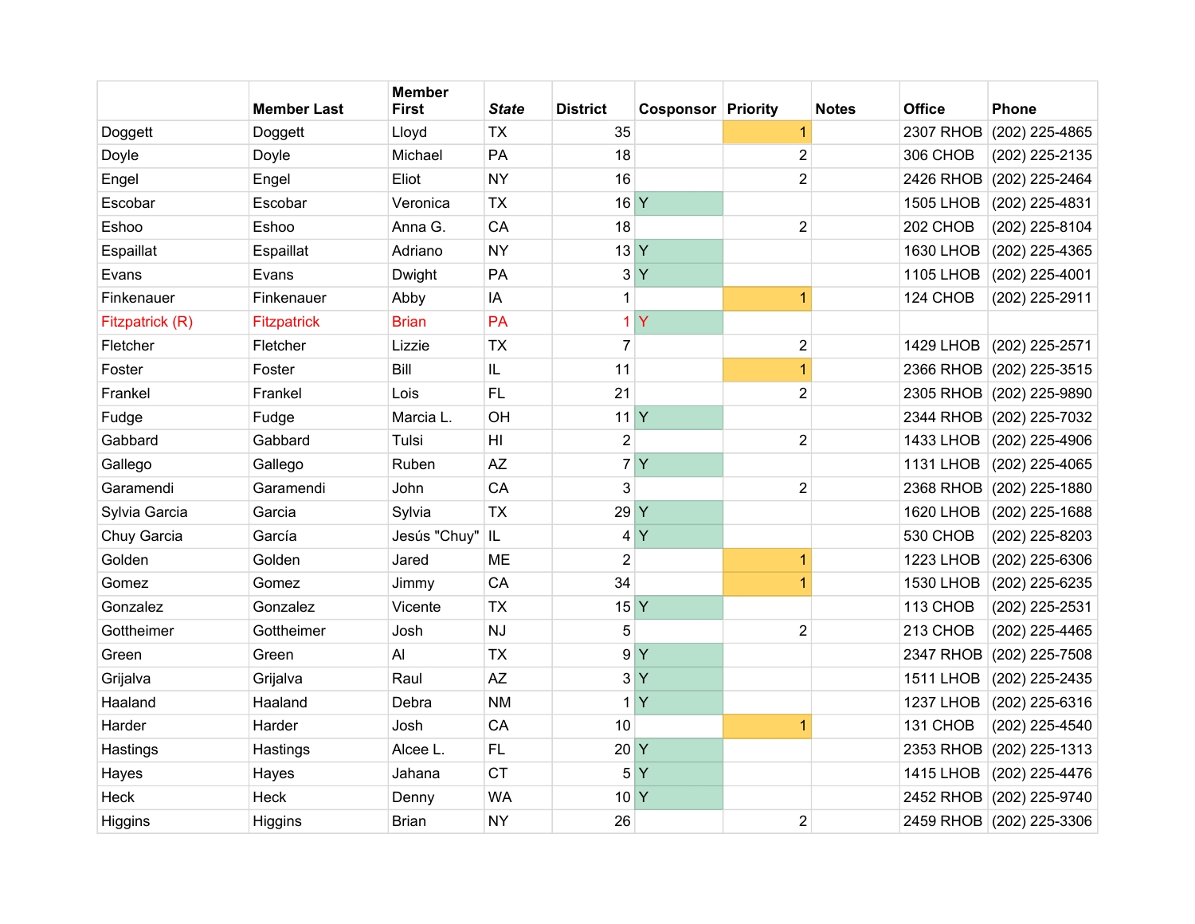|  | Member Last | Member First | *State* | District | Cosponsor | Priority | Notes | Office | Phone |
|---|---|---|---|---|---|---|---|---|---|
| Doggett | Doggett | Lloyd | TX | 35 |  | 1 |  | 2307 RHOB | (202) 225-4865 |
| Doyle | Doyle | Michael | PA | 18 |  | 2 |  | 306 CHOB | (202) 225-2135 |
| Engel | Engel | Eliot | NY | 16 |  | 2 |  | 2426 RHOB | (202) 225-2464 |
| Escobar | Escobar | Veronica | TX | 16 | Y |  |  | 1505 LHOB | (202) 225-4831 |
| Eshoo | Eshoo | Anna G. | CA | 18 |  | 2 |  | 202 CHOB | (202) 225-8104 |
| Espaillat | Espaillat | Adriano | NY | 13 | Y |  |  | 1630 LHOB | (202) 225-4365 |
| Evans | Evans | Dwight | PA | 3 | Y |  |  | 1105 LHOB | (202) 225-4001 |
| Finkenauer | Finkenauer | Abby | IA | 1 |  | 1 |  | 124 CHOB | (202) 225-2911 |
| Fitzpatrick (R) | Fitzpatrick | Brian | PA | 1 | Y |  |  |  |  |
| Fletcher | Fletcher | Lizzie | TX | 7 |  | 2 |  | 1429 LHOB | (202) 225-2571 |
| Foster | Foster | Bill | IL | 11 |  | 1 |  | 2366 RHOB | (202) 225-3515 |
| Frankel | Frankel | Lois | FL | 21 |  | 2 |  | 2305 RHOB | (202) 225-9890 |
| Fudge | Fudge | Marcia L. | OH | 11 | Y |  |  | 2344 RHOB | (202) 225-7032 |
| Gabbard | Gabbard | Tulsi | HI | 2 |  | 2 |  | 1433 LHOB | (202) 225-4906 |
| Gallego | Gallego | Ruben | AZ | 7 | Y |  |  | 1131 LHOB | (202) 225-4065 |
| Garamendi | Garamendi | John | CA | 3 |  | 2 |  | 2368 RHOB | (202) 225-1880 |
| Sylvia Garcia | Garcia | Sylvia | TX | 29 | Y |  |  | 1620 LHOB | (202) 225-1688 |
| Chuy Garcia | García | Jesús "Chuy" | IL | 4 | Y |  |  | 530 CHOB | (202) 225-8203 |
| Golden | Golden | Jared | ME | 2 |  | 1 |  | 1223 LHOB | (202) 225-6306 |
| Gomez | Gomez | Jimmy | CA | 34 |  | 1 |  | 1530 LHOB | (202) 225-6235 |
| Gonzalez | Gonzalez | Vicente | TX | 15 | Y |  |  | 113 CHOB | (202) 225-2531 |
| Gottheimer | Gottheimer | Josh | NJ | 5 |  | 2 |  | 213 CHOB | (202) 225-4465 |
| Green | Green | Al | TX | 9 | Y |  |  | 2347 RHOB | (202) 225-7508 |
| Grijalva | Grijalva | Raul | AZ | 3 | Y |  |  | 1511 LHOB | (202) 225-2435 |
| Haaland | Haaland | Debra | NM | 1 | Y |  |  | 1237 LHOB | (202) 225-6316 |
| Harder | Harder | Josh | CA | 10 |  | 1 |  | 131 CHOB | (202) 225-4540 |
| Hastings | Hastings | Alcee L. | FL | 20 | Y |  |  | 2353 RHOB | (202) 225-1313 |
| Hayes | Hayes | Jahana | CT | 5 | Y |  |  | 1415 LHOB | (202) 225-4476 |
| Heck | Heck | Denny | WA | 10 | Y |  |  | 2452 RHOB | (202) 225-9740 |
| Higgins | Higgins | Brian | NY | 26 |  | 2 |  | 2459 RHOB | (202) 225-3306 |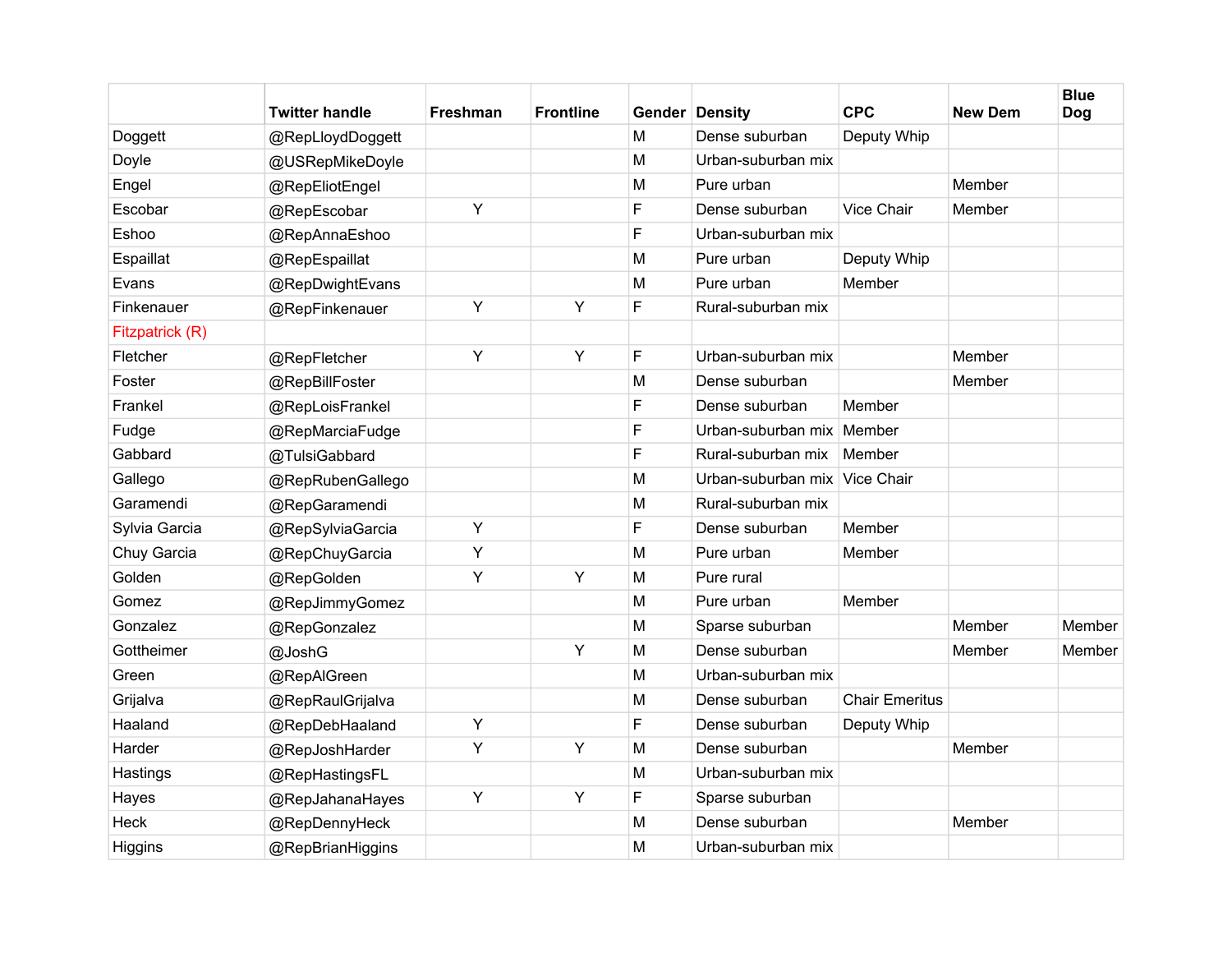| | Twitter handle | Freshman | Frontline | Gender | Density | CPC | New Dem | Blue Dog |
|---|---|---|---|---|---|---|---|---|
| Doggett | @RepLloydDoggett | | | M | Dense suburban | Deputy Whip | | |
| Doyle | @USRepMikeDoyle | | | M | Urban-suburban mix | | | |
| Engel | @RepEliotEngel | | | M | Pure urban | | Member | |
| Escobar | @RepEscobar | Y | | F | Dense suburban | Vice Chair | Member | |
| Eshoo | @RepAnnaEshoo | | | F | Urban-suburban mix | | | |
| Espaillat | @RepEspaillat | | | M | Pure urban | Deputy Whip | | |
| Evans | @RepDwightEvans | | | M | Pure urban | Member | | |
| Finkenauer | @RepFinkenauer | Y | Y | F | Rural-suburban mix | | | |
| Fitzpatrick (R) | | | | | | | | |
| Fletcher | @RepFletcher | Y | Y | F | Urban-suburban mix | | Member | |
| Foster | @RepBillFoster | | | M | Dense suburban | | Member | |
| Frankel | @RepLoisFrankel | | | F | Dense suburban | Member | | |
| Fudge | @RepMarciaFudge | | | F | Urban-suburban mix | Member | | |
| Gabbard | @TulsiGabbard | | | F | Rural-suburban mix | Member | | |
| Gallego | @RepRubenGallego | | | M | Urban-suburban mix | Vice Chair | | |
| Garamendi | @RepGaramendi | | | M | Rural-suburban mix | | | |
| Sylvia Garcia | @RepSylviaGarcia | Y | | F | Dense suburban | Member | | |
| Chuy Garcia | @RepChuyGarcia | Y | | M | Pure urban | Member | | |
| Golden | @RepGolden | Y | Y | M | Pure rural | | | |
| Gomez | @RepJimmyGomez | | | M | Pure urban | Member | | |
| Gonzalez | @RepGonzalez | | | M | Sparse suburban | | Member | Member |
| Gottheimer | @JoshG | | Y | M | Dense suburban | | Member | Member |
| Green | @RepAlGreen | | | M | Urban-suburban mix | | | |
| Grijalva | @RepRaulGrijalva | | | M | Dense suburban | Chair Emeritus | | |
| Haaland | @RepDebHaaland | Y | | F | Dense suburban | Deputy Whip | | |
| Harder | @RepJoshHarder | Y | Y | M | Dense suburban | | Member | |
| Hastings | @RepHastingsFL | | | M | Urban-suburban mix | | | |
| Hayes | @RepJahanaHayes | Y | Y | F | Sparse suburban | | | |
| Heck | @RepDennyHeck | | | M | Dense suburban | | Member | |
| Higgins | @RepBrianHiggins | | | M | Urban-suburban mix | | | |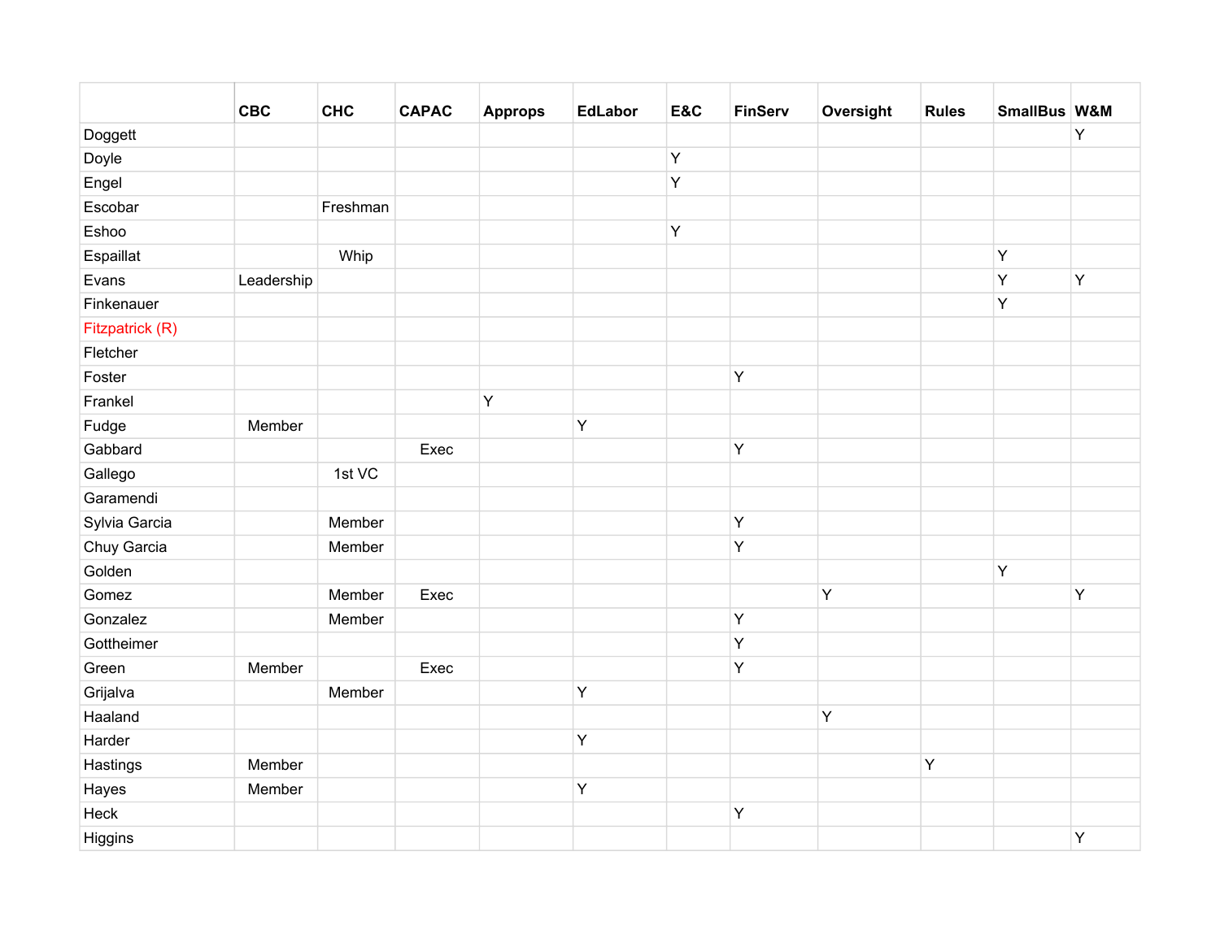| | CBC | CHC | CAPAC | Approps | EdLabor | E&C | FinServ | Oversight | Rules | SmallBus | W&M |
|---|---|---|---|---|---|---|---|---|---|---|---|
| Doggett | | | | | | | | | | | Y |
| Doyle | | | | | | Y | | | | | |
| Engel | | | | | | Y | | | | | |
| Escobar | | Freshman | | | | | | | | | |
| Eshoo | | | | | | Y | | | | | |
| Espaillat | | Whip | | | | | | | | Y | |
| Evans | Leadership | | | | | | | | | Y | Y |
| Finkenauer | | | | | | | | | | Y | |
| Fitzpatrick (R) | | | | | | | | | | | |
| Fletcher | | | | | | | | | | | |
| Foster | | | | | | | Y | | | | |
| Frankel | | | | Y | | | | | | | |
| Fudge | Member | | | | Y | | | | | | |
| Gabbard | | | Exec | | | | Y | | | | |
| Gallego | | 1st VC | | | | | | | | | |
| Garamendi | | | | | | | | | | | |
| Sylvia Garcia | | Member | | | | | Y | | | | |
| Chuy Garcia | | Member | | | | | Y | | | | |
| Golden | | | | | | | | | | Y | |
| Gomez | | Member | Exec | | | | | Y | | | Y |
| Gonzalez | | Member | | | | | Y | | | | |
| Gottheimer | | | | | | | Y | | | | |
| Green | Member | | Exec | | | | Y | | | | |
| Grijalva | | Member | | | Y | | | | | | |
| Haaland | | | | | | | | Y | | | |
| Harder | | | | | Y | | | | | | |
| Hastings | Member | | | | | | | | Y | | |
| Hayes | Member | | | | Y | | | | | | |
| Heck | | | | | | | Y | | | | |
| Higgins | | | | | | | | | | | Y |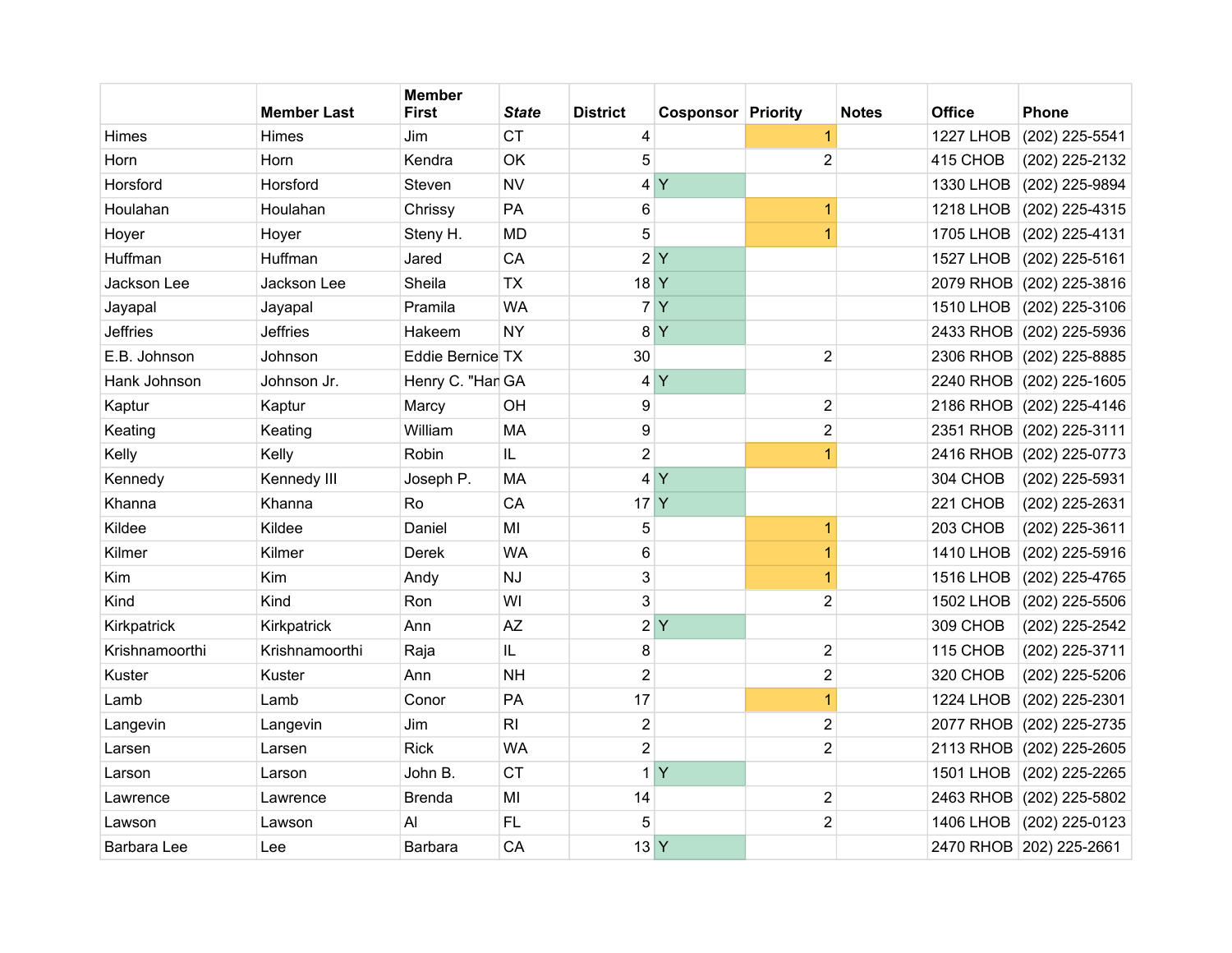| | Member Last | Member First | *State* | District | Cosponsor | Priority | Notes | Office | Phone |
|---|---|---|---|---|---|---|---|---|---|
| Himes | Himes | Jim | CT | 4 | | 1 | | 1227 LHOB | (202) 225-5541 |
| Horn | Horn | Kendra | OK | 5 | | 2 | | 415 CHOB | (202) 225-2132 |
| Horsford | Horsford | Steven | NV | 4 | Y | | | 1330 LHOB | (202) 225-9894 |
| Houlahan | Houlahan | Chrissy | PA | 6 | | 1 | | 1218 LHOB | (202) 225-4315 |
| Hoyer | Hoyer | Steny H. | MD | 5 | | 1 | | 1705 LHOB | (202) 225-4131 |
| Huffman | Huffman | Jared | CA | 2 | Y | | | 1527 LHOB | (202) 225-5161 |
| Jackson Lee | Jackson Lee | Sheila | TX | 18 | Y | | | 2079 RHOB | (202) 225-3816 |
| Jayapal | Jayapal | Pramila | WA | 7 | Y | | | 1510 LHOB | (202) 225-3106 |
| Jeffries | Jeffries | Hakeem | NY | 8 | Y | | | 2433 RHOB | (202) 225-5936 |
| E.B. Johnson | Johnson | Eddie Bernice | TX | 30 | | 2 | | 2306 RHOB | (202) 225-8885 |
| Hank Johnson | Johnson Jr. | Henry C. "Han | GA | 4 | Y | | | 2240 RHOB | (202) 225-1605 |
| Kaptur | Kaptur | Marcy | OH | 9 | | 2 | | 2186 RHOB | (202) 225-4146 |
| Keating | Keating | William | MA | 9 | | 2 | | 2351 RHOB | (202) 225-3111 |
| Kelly | Kelly | Robin | IL | 2 | | 1 | | 2416 RHOB | (202) 225-0773 |
| Kennedy | Kennedy III | Joseph P. | MA | 4 | Y | | | 304 CHOB | (202) 225-5931 |
| Khanna | Khanna | Ro | CA | 17 | Y | | | 221 CHOB | (202) 225-2631 |
| Kildee | Kildee | Daniel | MI | 5 | | 1 | | 203 CHOB | (202) 225-3611 |
| Kilmer | Kilmer | Derek | WA | 6 | | 1 | | 1410 LHOB | (202) 225-5916 |
| Kim | Kim | Andy | NJ | 3 | | 1 | | 1516 LHOB | (202) 225-4765 |
| Kind | Kind | Ron | WI | 3 | | 2 | | 1502 LHOB | (202) 225-5506 |
| Kirkpatrick | Kirkpatrick | Ann | AZ | 2 | Y | | | 309 CHOB | (202) 225-2542 |
| Krishnamoorthi | Krishnamoorthi | Raja | IL | 8 | | 2 | | 115 CHOB | (202) 225-3711 |
| Kuster | Kuster | Ann | NH | 2 | | 2 | | 320 CHOB | (202) 225-5206 |
| Lamb | Lamb | Conor | PA | 17 | | 1 | | 1224 LHOB | (202) 225-2301 |
| Langevin | Langevin | Jim | RI | 2 | | 2 | | 2077 RHOB | (202) 225-2735 |
| Larsen | Larsen | Rick | WA | 2 | | 2 | | 2113 RHOB | (202) 225-2605 |
| Larson | Larson | John B. | CT | 1 | Y | | | 1501 LHOB | (202) 225-2265 |
| Lawrence | Lawrence | Brenda | MI | 14 | | 2 | | 2463 RHOB | (202) 225-5802 |
| Lawson | Lawson | Al | FL | 5 | | 2 | | 1406 LHOB | (202) 225-0123 |
| Barbara Lee | Lee | Barbara | CA | 13 | Y | | | 2470 RHOB | 202) 225-2661 |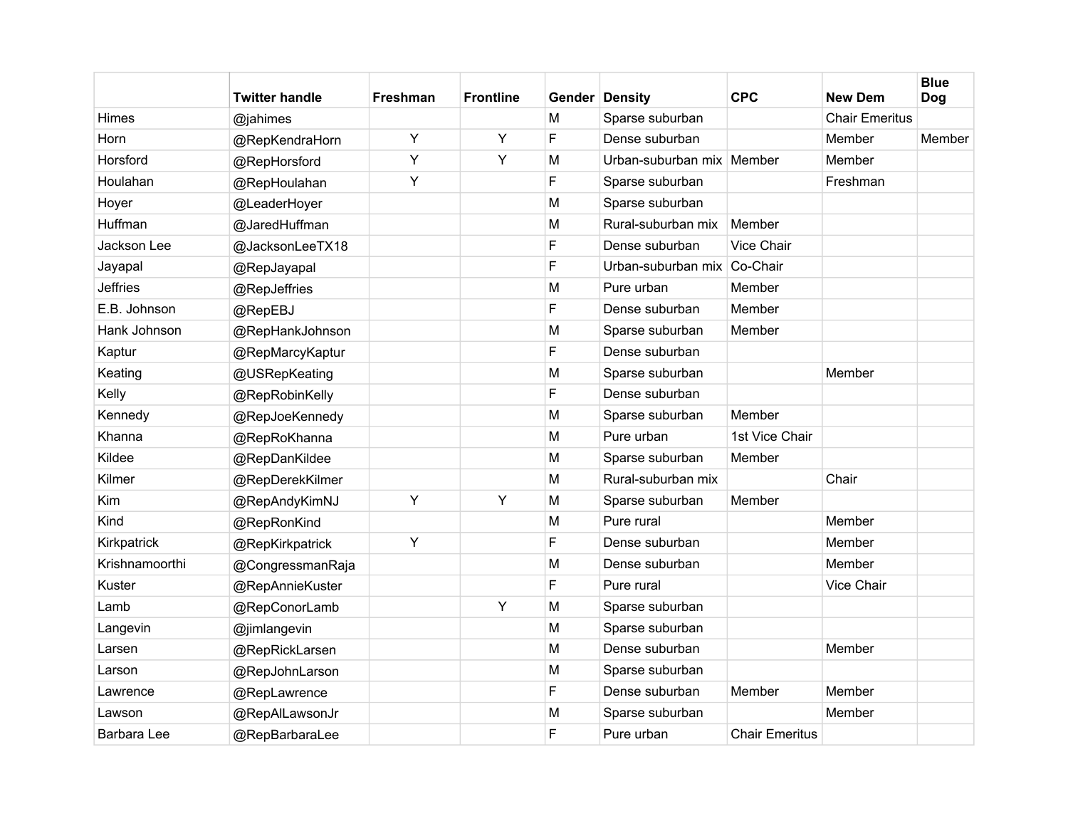| | Twitter handle | Freshman | Frontline | Gender | Density | CPC | New Dem | Blue Dog |
|---|---|---|---|---|---|---|---|---|
| Himes | @jahimes | | | M | Sparse suburban | | Chair Emeritus | |
| Horn | @RepKendraHorn | Y | Y | F | Dense suburban | | Member | Member |
| Horsford | @RepHorsford | Y | Y | M | Urban-suburban mix | Member | Member | |
| Houlahan | @RepHoulahan | Y | | F | Sparse suburban | | Freshman | |
| Hoyer | @LeaderHoyer | | | M | Sparse suburban | | | |
| Huffman | @JaredHuffman | | | M | Rural-suburban mix | Member | | |
| Jackson Lee | @JacksonLeeTX18 | | | F | Dense suburban | Vice Chair | | |
| Jayapal | @RepJayapal | | | F | Urban-suburban mix | Co-Chair | | |
| Jeffries | @RepJeffries | | | M | Pure urban | Member | | |
| E.B. Johnson | @RepEBJ | | | F | Dense suburban | Member | | |
| Hank Johnson | @RepHankJohnson | | | M | Sparse suburban | Member | | |
| Kaptur | @RepMarcyKaptur | | | F | Dense suburban | | | |
| Keating | @USRepKeating | | | M | Sparse suburban | | Member | |
| Kelly | @RepRobinKelly | | | F | Dense suburban | | | |
| Kennedy | @RepJoeKennedy | | | M | Sparse suburban | Member | | |
| Khanna | @RepRoKhanna | | | M | Pure urban | 1st Vice Chair | | |
| Kildee | @RepDanKildee | | | M | Sparse suburban | Member | | |
| Kilmer | @RepDerekKilmer | | | M | Rural-suburban mix | | Chair | |
| Kim | @RepAndyKimNJ | Y | Y | M | Sparse suburban | Member | | |
| Kind | @RepRonKind | | | M | Pure rural | | Member | |
| Kirkpatrick | @RepKirkpatrick | Y | | F | Dense suburban | | Member | |
| Krishnamoorthi | @CongressmanRaja | | | M | Dense suburban | | Member | |
| Kuster | @RepAnnieKuster | | | F | Pure rural | | Vice Chair | |
| Lamb | @RepConorLamb | | Y | M | Sparse suburban | | | |
| Langevin | @jimlangevin | | | M | Sparse suburban | | | |
| Larsen | @RepRickLarsen | | | M | Dense suburban | | Member | |
| Larson | @RepJohnLarson | | | M | Sparse suburban | | | |
| Lawrence | @RepLawrence | | | F | Dense suburban | Member | Member | |
| Lawson | @RepAlLawsonJr | | | M | Sparse suburban | | Member | |
| Barbara Lee | @RepBarbaraLee | | | F | Pure urban | Chair Emeritus | | |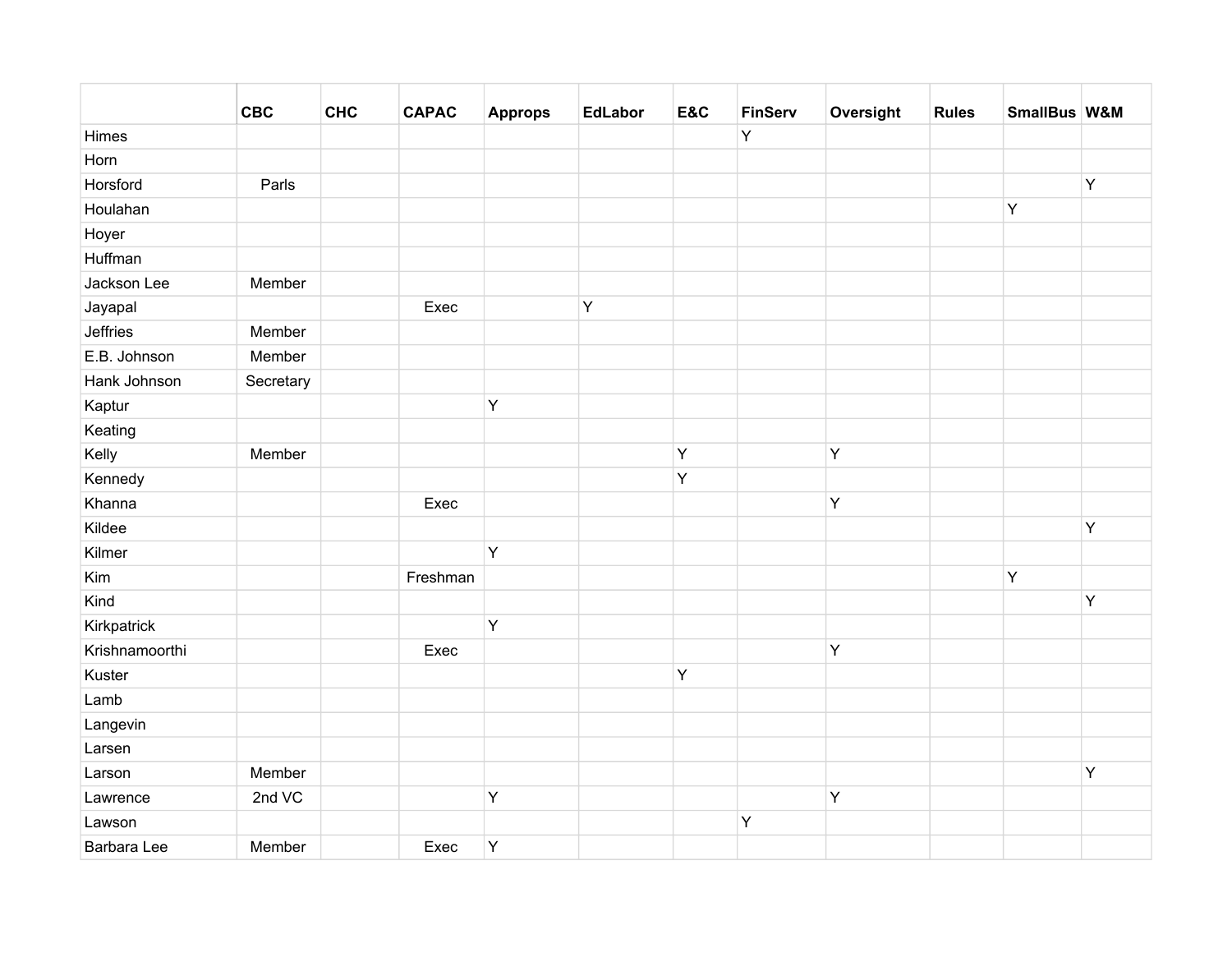| | CBC | CHC | CAPAC | Approps | EdLabor | E&C | FinServ | Oversight | Rules | SmallBus | W&M |
|---|---|---|---|---|---|---|---|---|---|---|---|
| Himes | | | | | | | Y | | | | |
| Horn | | | | | | | | | | | |
| Horsford | Parls | | | | | | | | | | Y |
| Houlahan | | | | | | | | | | Y | |
| Hoyer | | | | | | | | | | | |
| Huffman | | | | | | | | | | | |
| Jackson Lee | Member | | | | | | | | | | |
| Jayapal | | | Exec | | Y | | | | | | |
| Jeffries | Member | | | | | | | | | | |
| E.B. Johnson | Member | | | | | | | | | | |
| Hank Johnson | Secretary | | | | | | | | | | |
| Kaptur | | | | Y | | | | | | | |
| Keating | | | | | | | | | | | |
| Kelly | Member | | | | | Y | | Y | | | |
| Kennedy | | | | | | Y | | | | | |
| Khanna | | | Exec | | | | | Y | | | |
| Kildee | | | | | | | | | | | Y |
| Kilmer | | | | Y | | | | | | | |
| Kim | | | Freshman | | | | | | | Y | |
| Kind | | | | | | | | | | | Y |
| Kirkpatrick | | | | Y | | | | | | | |
| Krishnamoorthi | | | Exec | | | | | Y | | | |
| Kuster | | | | | | Y | | | | | |
| Lamb | | | | | | | | | | | |
| Langevin | | | | | | | | | | | |
| Larsen | | | | | | | | | | | |
| Larson | Member | | | | | | | | | | Y |
| Lawrence | 2nd VC | | | Y | | | | Y | | | |
| Lawson | | | | | | | Y | | | | |
| Barbara Lee | Member | | Exec | Y | | | | | | | |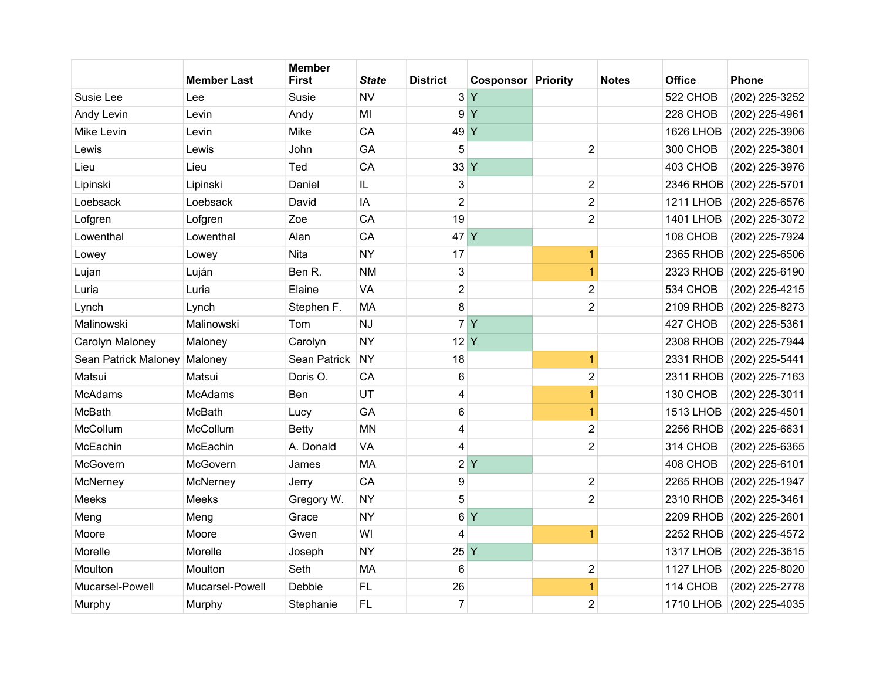| | Member Last | Member First | *State* | District | Cosponsor | Priority | Notes | Office | Phone |
|---|---|---|---|---|---|---|---|---|---|
| Susie Lee | Lee | Susie | NV | 3 | Y | | | 522 CHOB | (202) 225-3252 |
| Andy Levin | Levin | Andy | MI | 9 | Y | | | 228 CHOB | (202) 225-4961 |
| Mike Levin | Levin | Mike | CA | 49 | Y | | | 1626 LHOB | (202) 225-3906 |
| Lewis | Lewis | John | GA | 5 | | 2 | | 300 CHOB | (202) 225-3801 |
| Lieu | Lieu | Ted | CA | 33 | Y | | | 403 CHOB | (202) 225-3976 |
| Lipinski | Lipinski | Daniel | IL | 3 | | 2 | | 2346 RHOB | (202) 225-5701 |
| Loebsack | Loebsack | David | IA | 2 | | 2 | | 1211 LHOB | (202) 225-6576 |
| Lofgren | Lofgren | Zoe | CA | 19 | | 2 | | 1401 LHOB | (202) 225-3072 |
| Lowenthal | Lowenthal | Alan | CA | 47 | Y | | | 108 CHOB | (202) 225-7924 |
| Lowey | Lowey | Nita | NY | 17 | | 1 | | 2365 RHOB | (202) 225-6506 |
| Lujan | Luján | Ben R. | NM | 3 | | 1 | | 2323 RHOB | (202) 225-6190 |
| Luria | Luria | Elaine | VA | 2 | | 2 | | 534 CHOB | (202) 225-4215 |
| Lynch | Lynch | Stephen F. | MA | 8 | | 2 | | 2109 RHOB | (202) 225-8273 |
| Malinowski | Malinowski | Tom | NJ | 7 | Y | | | 427 CHOB | (202) 225-5361 |
| Carolyn Maloney | Maloney | Carolyn | NY | 12 | Y | | | 2308 RHOB | (202) 225-7944 |
| Sean Patrick Maloney | Maloney | Sean Patrick | NY | 18 | | 1 | | 2331 RHOB | (202) 225-5441 |
| Matsui | Matsui | Doris O. | CA | 6 | | 2 | | 2311 RHOB | (202) 225-7163 |
| McAdams | McAdams | Ben | UT | 4 | | 1 | | 130 CHOB | (202) 225-3011 |
| McBath | McBath | Lucy | GA | 6 | | 1 | | 1513 LHOB | (202) 225-4501 |
| McCollum | McCollum | Betty | MN | 4 | | 2 | | 2256 RHOB | (202) 225-6631 |
| McEachin | McEachin | A. Donald | VA | 4 | | 2 | | 314 CHOB | (202) 225-6365 |
| McGovern | McGovern | James | MA | 2 | Y | | | 408 CHOB | (202) 225-6101 |
| McNerney | McNerney | Jerry | CA | 9 | | 2 | | 2265 RHOB | (202) 225-1947 |
| Meeks | Meeks | Gregory W. | NY | 5 | | 2 | | 2310 RHOB | (202) 225-3461 |
| Meng | Meng | Grace | NY | 6 | Y | | | 2209 RHOB | (202) 225-2601 |
| Moore | Moore | Gwen | WI | 4 | | 1 | | 2252 RHOB | (202) 225-4572 |
| Morelle | Morelle | Joseph | NY | 25 | Y | | | 1317 LHOB | (202) 225-3615 |
| Moulton | Moulton | Seth | MA | 6 | | 2 | | 1127 LHOB | (202) 225-8020 |
| Mucarsel-Powell | Mucarsel-Powell | Debbie | FL | 26 | | 1 | | 114 CHOB | (202) 225-2778 |
| Murphy | Murphy | Stephanie | FL | 7 | | 2 | | 1710 LHOB | (202) 225-4035 |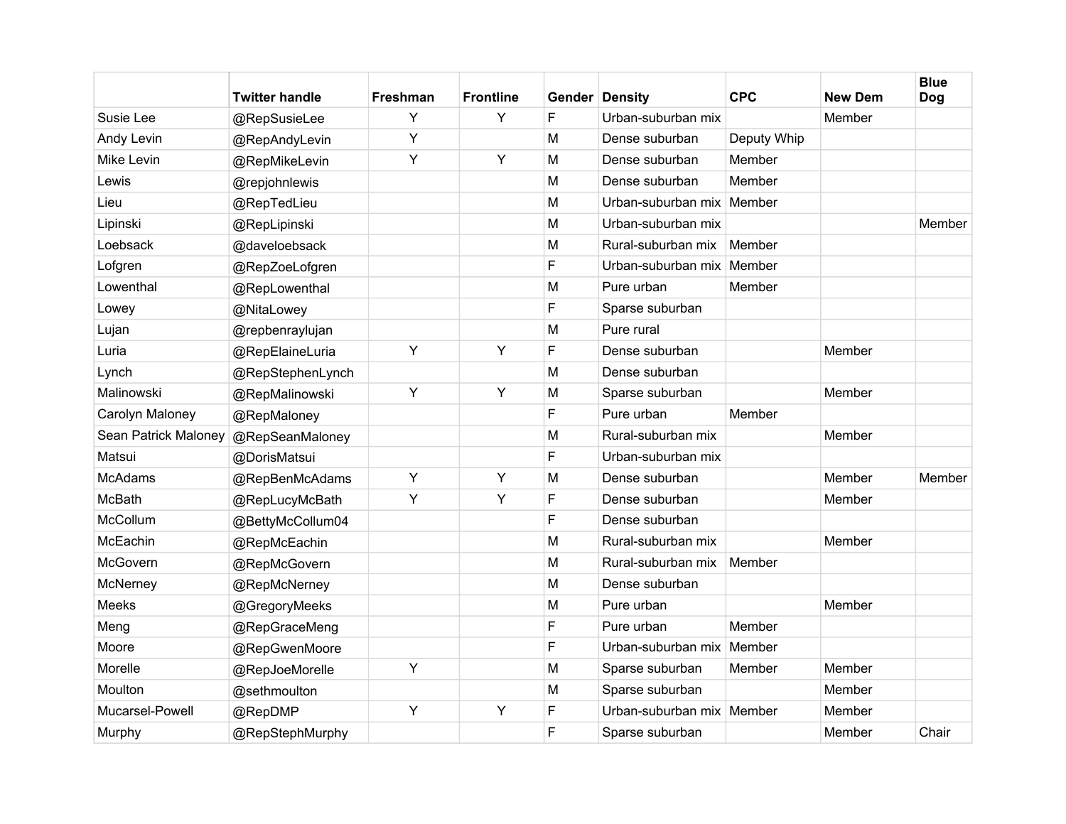| | Twitter handle | Freshman | Frontline | Gender | Density | CPC | New Dem | Blue Dog |
|---|---|---|---|---|---|---|---|---|
| Susie Lee | @RepSusieLee | Y | Y | F | Urban-suburban mix | | Member | |
| Andy Levin | @RepAndyLevin | Y | | M | Dense suburban | Deputy Whip | | |
| Mike Levin | @RepMikeLevin | Y | Y | M | Dense suburban | Member | | |
| Lewis | @repjohnlewis | | | M | Dense suburban | Member | | |
| Lieu | @RepTedLieu | | | M | Urban-suburban mix | Member | | |
| Lipinski | @RepLipinski | | | M | Urban-suburban mix | | | Member |
| Loebsack | @daveloebsack | | | M | Rural-suburban mix | Member | | |
| Lofgren | @RepZoeLofgren | | | F | Urban-suburban mix | Member | | |
| Lowenthal | @RepLowenthal | | | M | Pure urban | Member | | |
| Lowey | @NitaLowey | | | F | Sparse suburban | | | |
| Lujan | @repbenraylujan | | | M | Pure rural | | | |
| Luria | @RepElaineLuria | Y | Y | F | Dense suburban | | Member | |
| Lynch | @RepStephenLynch | | | M | Dense suburban | | | |
| Malinowski | @RepMalinowski | Y | Y | M | Sparse suburban | | Member | |
| Carolyn Maloney | @RepMaloney | | | F | Pure urban | Member | | |
| Sean Patrick Maloney | @RepSeanMaloney | | | M | Rural-suburban mix | | Member | |
| Matsui | @DorisMatsui | | | F | Urban-suburban mix | | | |
| McAdams | @RepBenMcAdams | Y | Y | M | Dense suburban | | Member | Member |
| McBath | @RepLucyMcBath | Y | Y | F | Dense suburban | | Member | |
| McCollum | @BettyMcCollum04 | | | F | Dense suburban | | | |
| McEachin | @RepMcEachin | | | M | Rural-suburban mix | | Member | |
| McGovern | @RepMcGovern | | | M | Rural-suburban mix | Member | | |
| McNerney | @RepMcNerney | | | M | Dense suburban | | | |
| Meeks | @GregoryMeeks | | | M | Pure urban | | Member | |
| Meng | @RepGraceMeng | | | F | Pure urban | Member | | |
| Moore | @RepGwenMoore | | | F | Urban-suburban mix | Member | | |
| Morelle | @RepJoeMorelle | Y | | M | Sparse suburban | Member | Member | |
| Moulton | @sethmoulton | | | M | Sparse suburban | | Member | |
| Mucarsel-Powell | @RepDMP | Y | Y | F | Urban-suburban mix | Member | Member | |
| Murphy | @RepStephMurphy | | | F | Sparse suburban | | Member | Chair |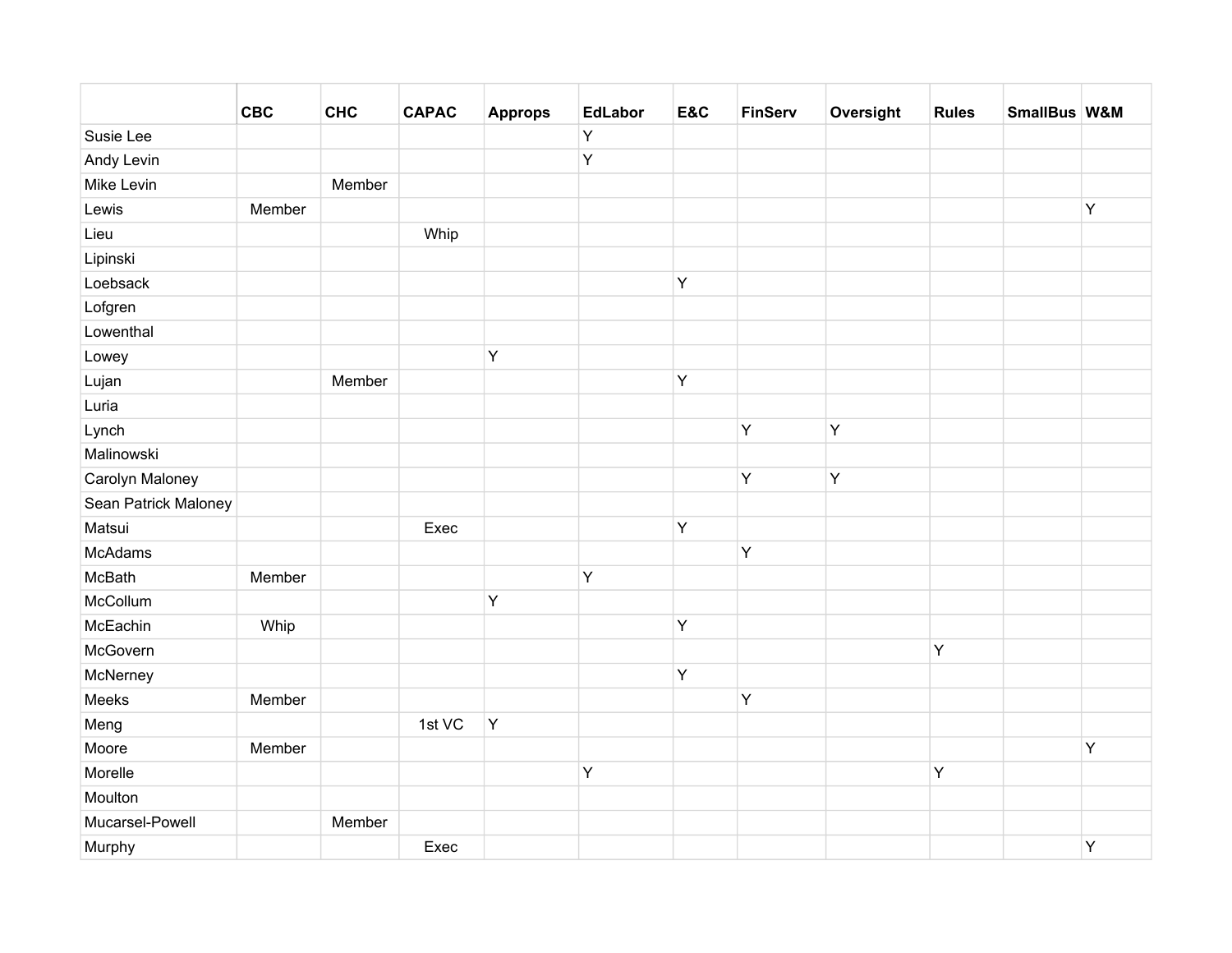| | CBC | CHC | CAPAC | Approps | EdLabor | E&C | FinServ | Oversight | Rules | SmallBus | W&M |
|---|---|---|---|---|---|---|---|---|---|---|---|
| Susie Lee | | | | | Y | | | | | | |
| Andy Levin | | | | | Y | | | | | | |
| Mike Levin | | Member | | | | | | | | | |
| Lewis | Member | | | | | | | | | | Y |
| Lieu | | | Whip | | | | | | | | |
| Lipinski | | | | | | | | | | | |
| Loebsack | | | | | | Y | | | | | |
| Lofgren | | | | | | | | | | | |
| Lowenthal | | | | | | | | | | | |
| Lowey | | | | Y | | | | | | | |
| Lujan | | Member | | | | Y | | | | | |
| Luria | | | | | | | | | | | |
| Lynch | | | | | | | Y | Y | | | |
| Malinowski | | | | | | | | | | | |
| Carolyn Maloney | | | | | | | Y | Y | | | |
| Sean Patrick Maloney | | | | | | | | | | | |
| Matsui | | | Exec | | | Y | | | | | |
| McAdams | | | | | | | Y | | | | |
| McBath | Member | | | | Y | | | | | | |
| McCollum | | | | Y | | | | | | | |
| McEachin | Whip | | | | | Y | | | | | |
| McGovern | | | | | | | | | Y | | |
| McNerney | | | | | | Y | | | | | |
| Meeks | Member | | | | | | Y | | | | |
| Meng | | | 1st VC | Y | | | | | | | |
| Moore | Member | | | | | | | | | | Y |
| Morelle | | | | | Y | | | | Y | | |
| Moulton | | | | | | | | | | | |
| Mucarsel-Powell | | Member | | | | | | | | | |
| Murphy | | | Exec | | | | | | | | Y |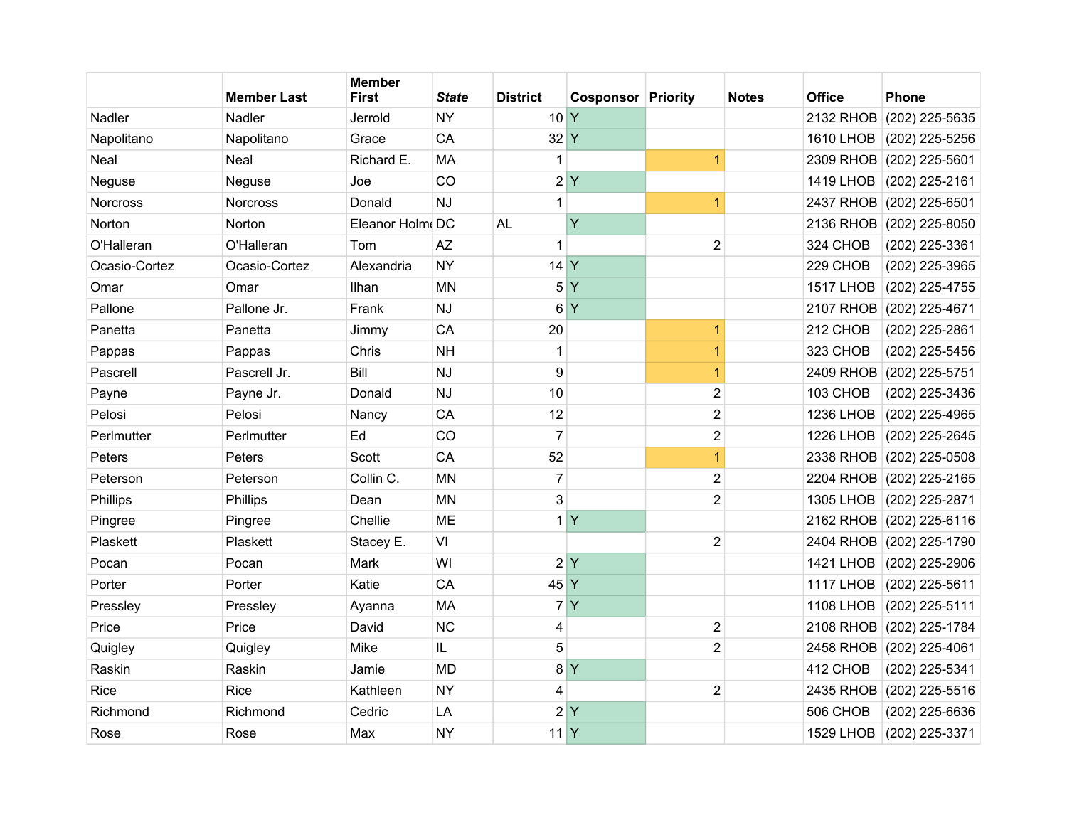| | Member Last | Member First | *State* | District | Cosponsor | Priority | Notes | Office | Phone |
|---|---|---|---|---|---|---|---|---|---|
| Nadler | Nadler | Jerrold | NY | 10 | Y | | | 2132 RHOB | (202) 225-5635 |
| Napolitano | Napolitano | Grace | CA | 32 | Y | | | 1610 LHOB | (202) 225-5256 |
| Neal | Neal | Richard E. | MA | 1 | | 1 | | 2309 RHOB | (202) 225-5601 |
| Neguse | Neguse | Joe | CO | 2 | Y | | | 1419 LHOB | (202) 225-2161 |
| Norcross | Norcross | Donald | NJ | 1 | | 1 | | 2437 RHOB | (202) 225-6501 |
| Norton | Norton | Eleanor Holme | DC | AL | Y | | | 2136 RHOB | (202) 225-8050 |
| O'Halleran | O'Halleran | Tom | AZ | 1 | | 2 | | 324 CHOB | (202) 225-3361 |
| Ocasio-Cortez | Ocasio-Cortez | Alexandria | NY | 14 | Y | | | 229 CHOB | (202) 225-3965 |
| Omar | Omar | Ilhan | MN | 5 | Y | | | 1517 LHOB | (202) 225-4755 |
| Pallone | Pallone Jr. | Frank | NJ | 6 | Y | | | 2107 RHOB | (202) 225-4671 |
| Panetta | Panetta | Jimmy | CA | 20 | | 1 | | 212 CHOB | (202) 225-2861 |
| Pappas | Pappas | Chris | NH | 1 | | 1 | | 323 CHOB | (202) 225-5456 |
| Pascrell | Pascrell Jr. | Bill | NJ | 9 | | 1 | | 2409 RHOB | (202) 225-5751 |
| Payne | Payne Jr. | Donald | NJ | 10 | | 2 | | 103 CHOB | (202) 225-3436 |
| Pelosi | Pelosi | Nancy | CA | 12 | | 2 | | 1236 LHOB | (202) 225-4965 |
| Perlmutter | Perlmutter | Ed | CO | 7 | | 2 | | 1226 LHOB | (202) 225-2645 |
| Peters | Peters | Scott | CA | 52 | | 1 | | 2338 RHOB | (202) 225-0508 |
| Peterson | Peterson | Collin C. | MN | 7 | | 2 | | 2204 RHOB | (202) 225-2165 |
| Phillips | Phillips | Dean | MN | 3 | | 2 | | 1305 LHOB | (202) 225-2871 |
| Pingree | Pingree | Chellie | ME | 1 | Y | | | 2162 RHOB | (202) 225-6116 |
| Plaskett | Plaskett | Stacey E. | VI | | | 2 | | 2404 RHOB | (202) 225-1790 |
| Pocan | Pocan | Mark | WI | 2 | Y | | | 1421 LHOB | (202) 225-2906 |
| Porter | Porter | Katie | CA | 45 | Y | | | 1117 LHOB | (202) 225-5611 |
| Pressley | Pressley | Ayanna | MA | 7 | Y | | | 1108 LHOB | (202) 225-5111 |
| Price | Price | David | NC | 4 | | 2 | | 2108 RHOB | (202) 225-1784 |
| Quigley | Quigley | Mike | IL | 5 | | 2 | | 2458 RHOB | (202) 225-4061 |
| Raskin | Raskin | Jamie | MD | 8 | Y | | | 412 CHOB | (202) 225-5341 |
| Rice | Rice | Kathleen | NY | 4 | | 2 | | 2435 RHOB | (202) 225-5516 |
| Richmond | Richmond | Cedric | LA | 2 | Y | | | 506 CHOB | (202) 225-6636 |
| Rose | Rose | Max | NY | 11 | Y | | | 1529 LHOB | (202) 225-3371 |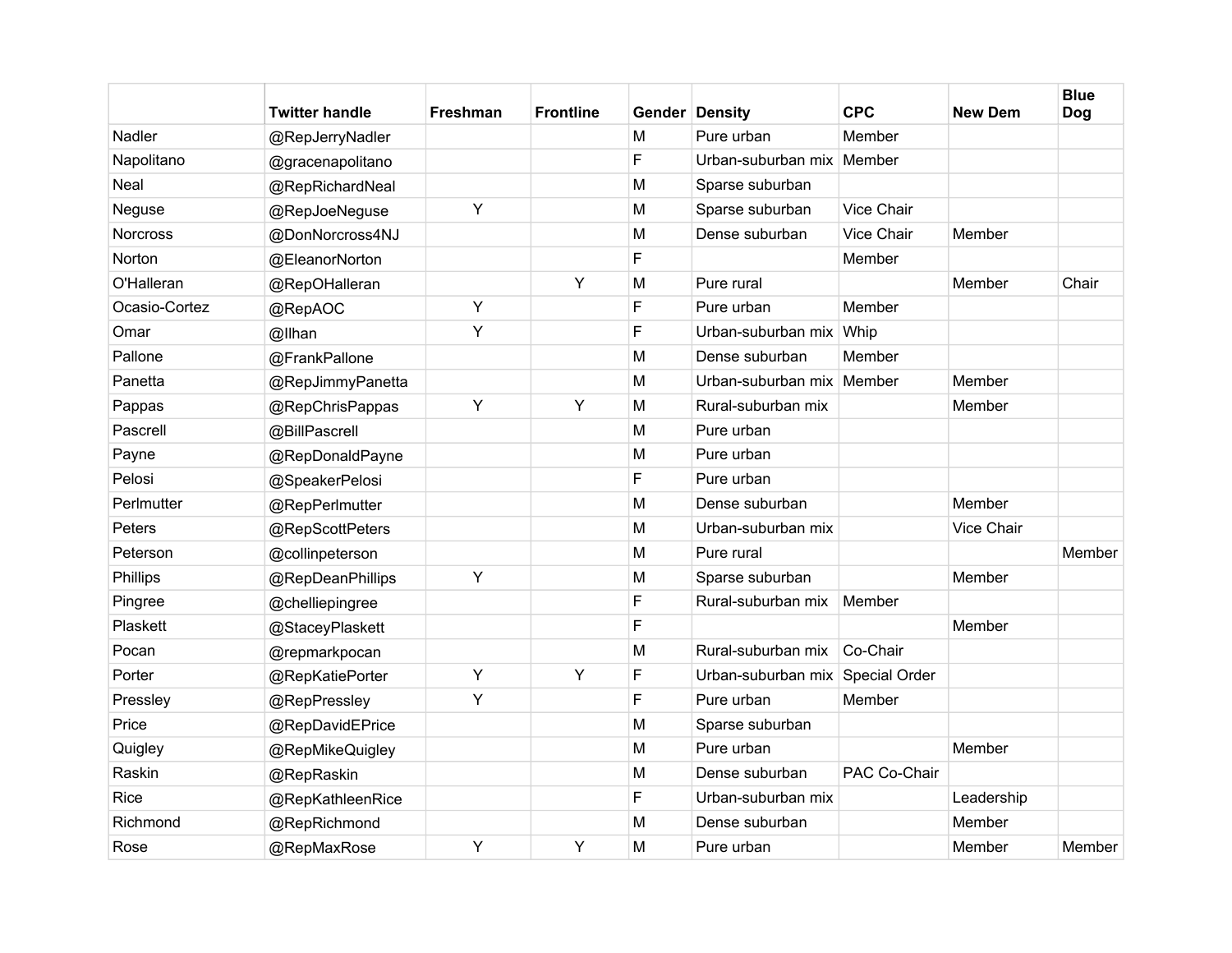| | Twitter handle | Freshman | Frontline | Gender | Density | CPC | New Dem | Blue Dog |
|---|---|---|---|---|---|---|---|---|
| Nadler | @RepJerryNadler | | | M | Pure urban | Member | | |
| Napolitano | @gracenapolitano | | | F | Urban-suburban mix | Member | | |
| Neal | @RepRichardNeal | | | M | Sparse suburban | | | |
| Neguse | @RepJoeNeguse | Y | | M | Sparse suburban | Vice Chair | | |
| Norcross | @DonNorcross4NJ | | | M | Dense suburban | Vice Chair | Member | |
| Norton | @EleanorNorton | | | F | | Member | | |
| O'Halleran | @RepOHalleran | | Y | M | Pure rural | | Member | Chair |
| Ocasio-Cortez | @RepAOC | Y | | F | Pure urban | Member | | |
| Omar | @Ilhan | Y | | F | Urban-suburban mix | Whip | | |
| Pallone | @FrankPallone | | | M | Dense suburban | Member | | |
| Panetta | @RepJimmyPanetta | | | M | Urban-suburban mix | Member | Member | |
| Pappas | @RepChrisPappas | Y | Y | M | Rural-suburban mix | | Member | |
| Pascrell | @BillPascrell | | | M | Pure urban | | | |
| Payne | @RepDonaldPayne | | | M | Pure urban | | | |
| Pelosi | @SpeakerPelosi | | | F | Pure urban | | | |
| Perlmutter | @RepPerlmutter | | | M | Dense suburban | | Member | |
| Peters | @RepScottPeters | | | M | Urban-suburban mix | | Vice Chair | |
| Peterson | @collinpeterson | | | M | Pure rural | | | Member |
| Phillips | @RepDeanPhillips | Y | | M | Sparse suburban | | Member | |
| Pingree | @chelliepingree | | | F | Rural-suburban mix | Member | | |
| Plaskett | @StaceyPlaskett | | | F | | | Member | |
| Pocan | @repmarkpocan | | | M | Rural-suburban mix | Co-Chair | | |
| Porter | @RepKatiePorter | Y | Y | F | Urban-suburban mix | Special Order | | |
| Pressley | @RepPressley | Y | | F | Pure urban | Member | | |
| Price | @RepDavidEPrice | | | M | Sparse suburban | | | |
| Quigley | @RepMikeQuigley | | | M | Pure urban | | Member | |
| Raskin | @RepRaskin | | | M | Dense suburban | PAC Co-Chair | | |
| Rice | @RepKathleenRice | | | F | Urban-suburban mix | | Leadership | |
| Richmond | @RepRichmond | | | M | Dense suburban | | Member | |
| Rose | @RepMaxRose | Y | Y | M | Pure urban | | Member | Member |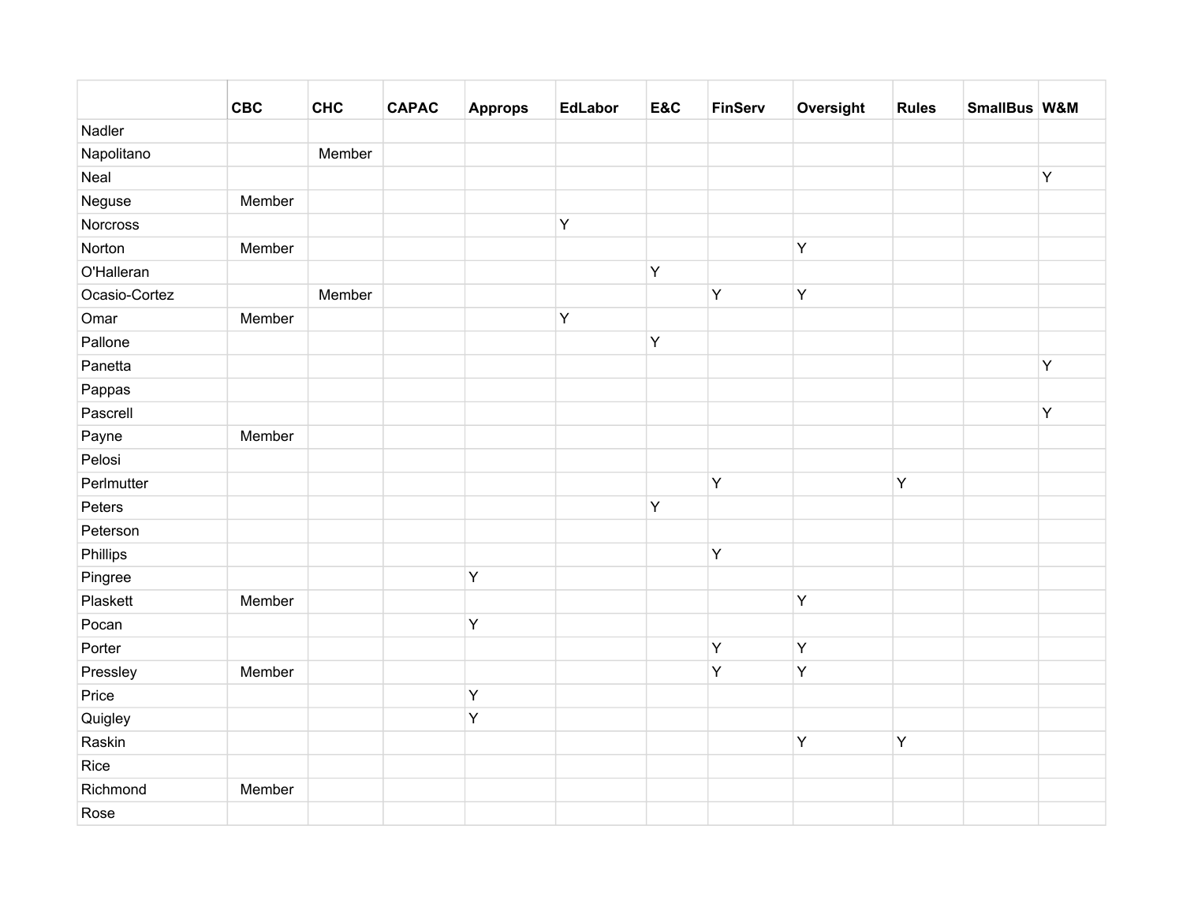| | CBC | CHC | CAPAC | Approps | EdLabor | E&C | FinServ | Oversight | Rules | SmallBus | W&M |
|---|---|---|---|---|---|---|---|---|---|---|---|
| Nadler | | | | | | | | | | | |
| Napolitano | | Member | | | | | | | | | |
| Neal | | | | | | | | | | | Y |
| Neguse | Member | | | | | | | | | | |
| Norcross | | | | | Y | | | | | | |
| Norton | Member | | | | | | | Y | | | |
| O'Halleran | | | | | | Y | | | | | |
| Ocasio-Cortez | | Member | | | | | Y | Y | | | |
| Omar | Member | | | | Y | | | | | | |
| Pallone | | | | | | Y | | | | | |
| Panetta | | | | | | | | | | | Y |
| Pappas | | | | | | | | | | | |
| Pascrell | | | | | | | | | | | Y |
| Payne | Member | | | | | | | | | | |
| Pelosi | | | | | | | | | | | |
| Perlmutter | | | | | | | Y | | Y | | |
| Peters | | | | | | Y | | | | | |
| Peterson | | | | | | | | | | | |
| Phillips | | | | | | | Y | | | | |
| Pingree | | | | Y | | | | | | | |
| Plaskett | Member | | | | | | | Y | | | |
| Pocan | | | | Y | | | | | | | |
| Porter | | | | | | | Y | Y | | | |
| Pressley | Member | | | | | | Y | Y | | | |
| Price | | | | Y | | | | | | | |
| Quigley | | | | Y | | | | | | | |
| Raskin | | | | | | | | Y | Y | | |
| Rice | | | | | | | | | | | |
| Richmond | Member | | | | | | | | | | |
| Rose | | | | | | | | | | | |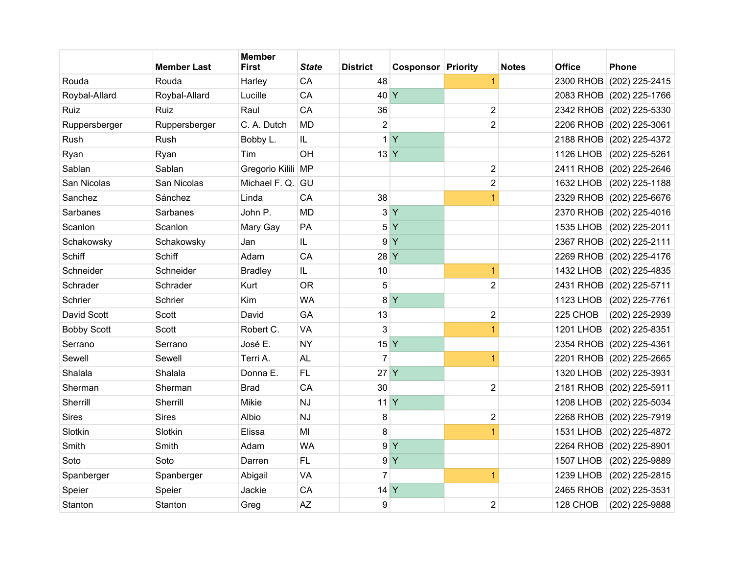| | Member Last | Member First | *State* | District | Cosponsor | Priority | Notes | Office | Phone |
|---|---|---|---|---|---|---|---|---|---|
| Rouda | Rouda | Harley | CA | 48 | | 1 | | 2300 RHOB | (202) 225-2415 |
| Roybal-Allard | Roybal-Allard | Lucille | CA | 40 | Y | | | 2083 RHOB | (202) 225-1766 |
| Ruiz | Ruiz | Raul | CA | 36 | | 2 | | 2342 RHOB | (202) 225-5330 |
| Ruppersberger | Ruppersberger | C. A. Dutch | MD | 2 | | 2 | | 2206 RHOB | (202) 225-3061 |
| Rush | Rush | Bobby L. | IL | 1 | Y | | | 2188 RHOB | (202) 225-4372 |
| Ryan | Ryan | Tim | OH | 13 | Y | | | 1126 LHOB | (202) 225-5261 |
| Sablan | Sablan | Gregorio Kilili | MP | | | 2 | | 2411 RHOB | (202) 225-2646 |
| San Nicolas | San Nicolas | Michael F. Q. | GU | | | 2 | | 1632 LHOB | (202) 225-1188 |
| Sanchez | Sánchez | Linda | CA | 38 | | 1 | | 2329 RHOB | (202) 225-6676 |
| Sarbanes | Sarbanes | John P. | MD | 3 | Y | | | 2370 RHOB | (202) 225-4016 |
| Scanlon | Scanlon | Mary Gay | PA | 5 | Y | | | 1535 LHOB | (202) 225-2011 |
| Schakowsky | Schakowsky | Jan | IL | 9 | Y | | | 2367 RHOB | (202) 225-2111 |
| Schiff | Schiff | Adam | CA | 28 | Y | | | 2269 RHOB | (202) 225-4176 |
| Schneider | Schneider | Bradley | IL | 10 | | 1 | | 1432 LHOB | (202) 225-4835 |
| Schrader | Schrader | Kurt | OR | 5 | | 2 | | 2431 RHOB | (202) 225-5711 |
| Schrier | Schrier | Kim | WA | 8 | Y | | | 1123 LHOB | (202) 225-7761 |
| David Scott | Scott | David | GA | 13 | | 2 | | 225 CHOB | (202) 225-2939 |
| Bobby Scott | Scott | Robert C. | VA | 3 | | 1 | | 1201 LHOB | (202) 225-8351 |
| Serrano | Serrano | José E. | NY | 15 | Y | | | 2354 RHOB | (202) 225-4361 |
| Sewell | Sewell | Terri A. | AL | 7 | | 1 | | 2201 RHOB | (202) 225-2665 |
| Shalala | Shalala | Donna E. | FL | 27 | Y | | | 1320 LHOB | (202) 225-3931 |
| Sherman | Sherman | Brad | CA | 30 | | 2 | | 2181 RHOB | (202) 225-5911 |
| Sherrill | Sherrill | Mikie | NJ | 11 | Y | | | 1208 LHOB | (202) 225-5034 |
| Sires | Sires | Albio | NJ | 8 | | 2 | | 2268 RHOB | (202) 225-7919 |
| Slotkin | Slotkin | Elissa | MI | 8 | | 1 | | 1531 LHOB | (202) 225-4872 |
| Smith | Smith | Adam | WA | 9 | Y | | | 2264 RHOB | (202) 225-8901 |
| Soto | Soto | Darren | FL | 9 | Y | | | 1507 LHOB | (202) 225-9889 |
| Spanberger | Spanberger | Abigail | VA | 7 | | 1 | | 1239 LHOB | (202) 225-2815 |
| Speier | Speier | Jackie | CA | 14 | Y | | | 2465 RHOB | (202) 225-3531 |
| Stanton | Stanton | Greg | AZ | 9 | | 2 | | 128 CHOB | (202) 225-9888 |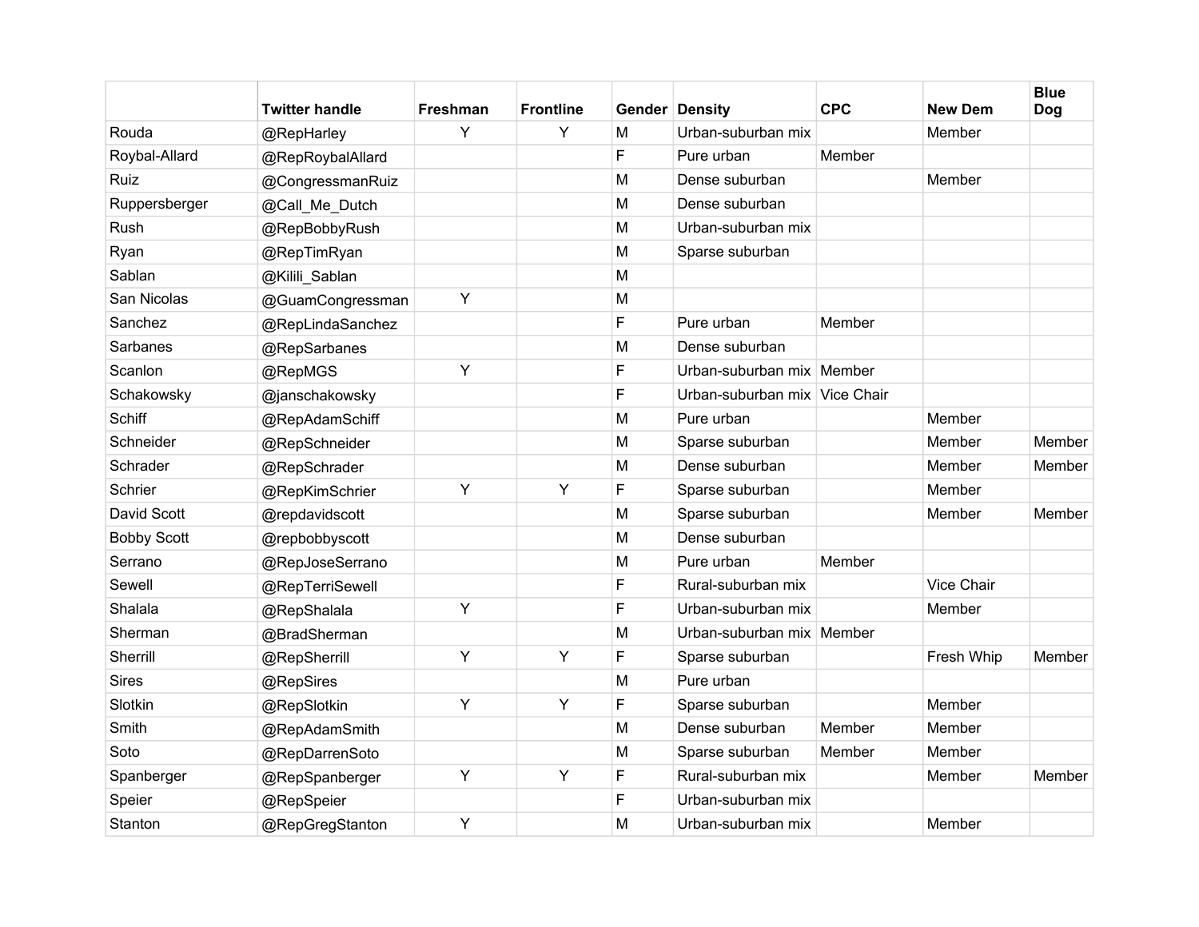| | Twitter handle | Freshman | Frontline | Gender | Density | CPC | New Dem | Blue Dog |
|---|---|---|---|---|---|---|---|---|
| Rouda | @RepHarley | Y | Y | M | Urban-suburban mix | | Member | |
| Roybal-Allard | @RepRoybalAllard | | | F | Pure urban | Member | | |
| Ruiz | @CongressmanRuiz | | | M | Dense suburban | | Member | |
| Ruppersberger | @Call_Me_Dutch | | | M | Dense suburban | | | |
| Rush | @RepBobbyRush | | | M | Urban-suburban mix | | | |
| Ryan | @RepTimRyan | | | M | Sparse suburban | | | |
| Sablan | @Kilili_Sablan | | | M | | | | |
| San Nicolas | @GuamCongressman | Y | | M | | | | |
| Sanchez | @RepLindaSanchez | | | F | Pure urban | Member | | |
| Sarbanes | @RepSarbanes | | | M | Dense suburban | | | |
| Scanlon | @RepMGS | Y | | F | Urban-suburban mix | Member | | |
| Schakowsky | @janschakowsky | | | F | Urban-suburban mix | Vice Chair | | |
| Schiff | @RepAdamSchiff | | | M | Pure urban | | Member | |
| Schneider | @RepSchneider | | | M | Sparse suburban | | Member | Member |
| Schrader | @RepSchrader | | | M | Dense suburban | | Member | Member |
| Schrier | @RepKimSchrier | Y | Y | F | Sparse suburban | | Member | |
| David Scott | @repdavidscott | | | M | Sparse suburban | | Member | Member |
| Bobby Scott | @repbobbyscott | | | M | Dense suburban | | | |
| Serrano | @RepJoseSerrano | | | M | Pure urban | Member | | |
| Sewell | @RepTerriSewell | | | F | Rural-suburban mix | | Vice Chair | |
| Shalala | @RepShalala | Y | | F | Urban-suburban mix | | Member | |
| Sherman | @BradSherman | | | M | Urban-suburban mix | Member | | |
| Sherrill | @RepSherrill | Y | Y | F | Sparse suburban | | Fresh Whip | Member |
| Sires | @RepSires | | | M | Pure urban | | | |
| Slotkin | @RepSlotkin | Y | Y | F | Sparse suburban | | Member | |
| Smith | @RepAdamSmith | | | M | Dense suburban | Member | Member | |
| Soto | @RepDarrenSoto | | | M | Sparse suburban | Member | Member | |
| Spanberger | @RepSpanberger | Y | Y | F | Rural-suburban mix | | Member | Member |
| Speier | @RepSpeier | | | F | Urban-suburban mix | | | |
| Stanton | @RepGregStanton | Y | | M | Urban-suburban mix | | Member | |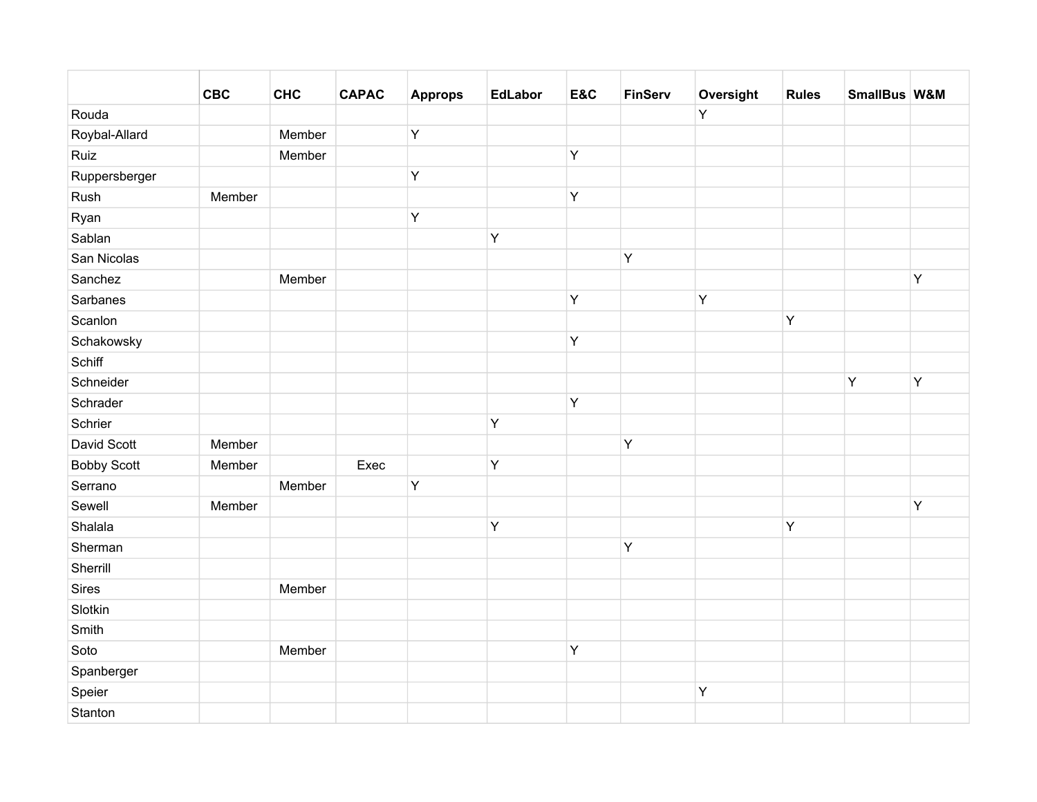| | CBC | CHC | CAPAC | Approps | EdLabor | E&C | FinServ | Oversight | Rules | SmallBus | W&M |
|---|---|---|---|---|---|---|---|---|---|---|---|
| Rouda | | | | | | | | Y | | | |
| Roybal-Allard | | Member | | Y | | | | | | | |
| Ruiz | | Member | | | | Y | | | | | |
| Ruppersberger | | | | Y | | | | | | | |
| Rush | Member | | | | | Y | | | | | |
| Ryan | | | | Y | | | | | | | |
| Sablan | | | | | Y | | | | | | |
| San Nicolas | | | | | | | Y | | | | |
| Sanchez | | Member | | | | | | | | | Y |
| Sarbanes | | | | | | Y | | Y | | | |
| Scanlon | | | | | | | | | Y | | |
| Schakowsky | | | | | | Y | | | | | |
| Schiff | | | | | | | | | | | |
| Schneider | | | | | | | | | | Y | Y |
| Schrader | | | | | | Y | | | | | |
| Schrier | | | | | Y | | | | | | |
| David Scott | Member | | | | | | Y | | | | |
| Bobby Scott | Member | | Exec | | Y | | | | | | |
| Serrano | | Member | | Y | | | | | | | |
| Sewell | Member | | | | | | | | | | Y |
| Shalala | | | | | Y | | | | Y | | |
| Sherman | | | | | | | Y | | | | |
| Sherrill | | | | | | | | | | | |
| Sires | | Member | | | | | | | | | |
| Slotkin | | | | | | | | | | | |
| Smith | | | | | | | | | | | |
| Soto | | Member | | | | Y | | | | | |
| Spanberger | | | | | | | | | | | |
| Speier | | | | | | | | Y | | | |
| Stanton | | | | | | | | | | | |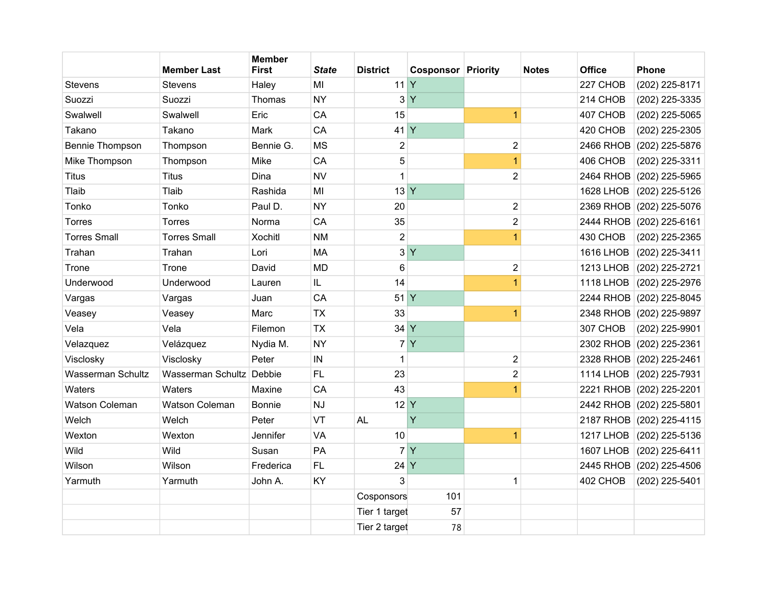| | Member Last | Member First | *State* | District | Cosponsor | Priority | Notes | Office | Phone |
|---|---|---|---|---|---|---|---|---|---|
| Stevens | Stevens | Haley | MI | 11 | Y | | | 227 CHOB | (202) 225-8171 |
| Suozzi | Suozzi | Thomas | NY | 3 | Y | | | 214 CHOB | (202) 225-3335 |
| Swalwell | Swalwell | Eric | CA | 15 | | 1 | | 407 CHOB | (202) 225-5065 |
| Takano | Takano | Mark | CA | 41 | Y | | | 420 CHOB | (202) 225-2305 |
| Bennie Thompson | Thompson | Bennie G. | MS | 2 | | 2 | | 2466 RHOB | (202) 225-5876 |
| Mike Thompson | Thompson | Mike | CA | 5 | | 1 | | 406 CHOB | (202) 225-3311 |
| Titus | Titus | Dina | NV | 1 | | 2 | | 2464 RHOB | (202) 225-5965 |
| Tlaib | Tlaib | Rashida | MI | 13 | Y | | | 1628 LHOB | (202) 225-5126 |
| Tonko | Tonko | Paul D. | NY | 20 | | 2 | | 2369 RHOB | (202) 225-5076 |
| Torres | Torres | Norma | CA | 35 | | 2 | | 2444 RHOB | (202) 225-6161 |
| Torres Small | Torres Small | Xochitl | NM | 2 | | 1 | | 430 CHOB | (202) 225-2365 |
| Trahan | Trahan | Lori | MA | 3 | Y | | | 1616 LHOB | (202) 225-3411 |
| Trone | Trone | David | MD | 6 | | 2 | | 1213 LHOB | (202) 225-2721 |
| Underwood | Underwood | Lauren | IL | 14 | | 1 | | 1118 LHOB | (202) 225-2976 |
| Vargas | Vargas | Juan | CA | 51 | Y | | | 2244 RHOB | (202) 225-8045 |
| Veasey | Veasey | Marc | TX | 33 | | 1 | | 2348 RHOB | (202) 225-9897 |
| Vela | Vela | Filemon | TX | 34 | Y | | | 307 CHOB | (202) 225-9901 |
| Velazquez | Velázquez | Nydia M. | NY | 7 | Y | | | 2302 RHOB | (202) 225-2361 |
| Visclosky | Visclosky | Peter | IN | 1 | | 2 | | 2328 RHOB | (202) 225-2461 |
| Wasserman Schultz | Wasserman Schultz | Debbie | FL | 23 | | 2 | | 1114 LHOB | (202) 225-7931 |
| Waters | Waters | Maxine | CA | 43 | | 1 | | 2221 RHOB | (202) 225-2201 |
| Watson Coleman | Watson Coleman | Bonnie | NJ | 12 | Y | | | 2442 RHOB | (202) 225-5801 |
| Welch | Welch | Peter | VT | AL | Y | | | 2187 RHOB | (202) 225-4115 |
| Wexton | Wexton | Jennifer | VA | 10 | | 1 | | 1217 LHOB | (202) 225-5136 |
| Wild | Wild | Susan | PA | 7 | Y | | | 1607 LHOB | (202) 225-6411 |
| Wilson | Wilson | Frederica | FL | 24 | Y | | | 2445 RHOB | (202) 225-4506 |
| Yarmuth | Yarmuth | John A. | KY | 3 | | 1 | | 402 CHOB | (202) 225-5401 |
| | | | | Cosponsors | 101 | | | | |
| | | | | Tier 1 target | 57 | | | | |
| | | | | Tier 2 target | 78 | | | | |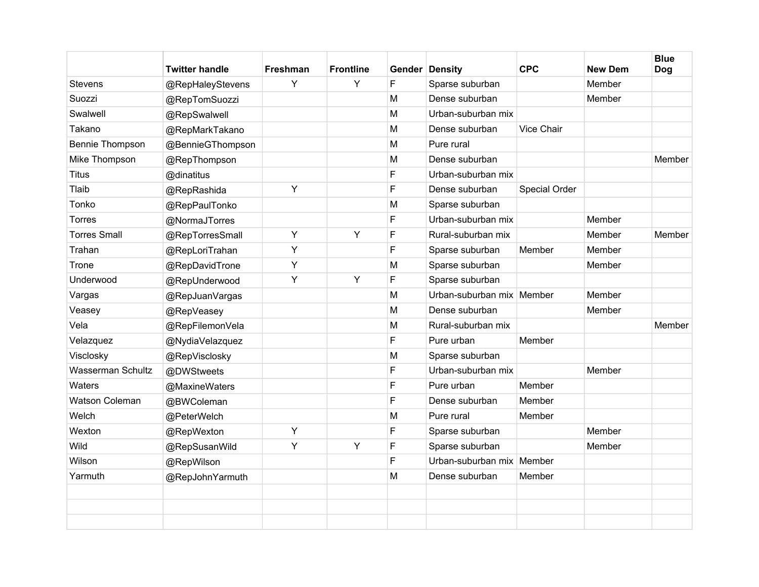| | Twitter handle | Freshman | Frontline | Gender | Density | CPC | New Dem | Blue Dog |
|---|---|---|---|---|---|---|---|---|
| Stevens | @RepHaleyStevens | Y | Y | F | Sparse suburban | | Member | |
| Suozzi | @RepTomSuozzi | | | M | Dense suburban | | Member | |
| Swalwell | @RepSwalwell | | | M | Urban-suburban mix | | | |
| Takano | @RepMarkTakano | | | M | Dense suburban | Vice Chair | | |
| Bennie Thompson | @BennieGThompson | | | M | Pure rural | | | |
| Mike Thompson | @RepThompson | | | M | Dense suburban | | | Member |
| Titus | @dinatitus | | | F | Urban-suburban mix | | | |
| Tlaib | @RepRashida | Y | | F | Dense suburban | Special Order | | |
| Tonko | @RepPaulTonko | | | M | Sparse suburban | | | |
| Torres | @NormaJTorres | | | F | Urban-suburban mix | | Member | |
| Torres Small | @RepTorresSmall | Y | Y | F | Rural-suburban mix | | Member | Member |
| Trahan | @RepLoriTrahan | Y | | F | Sparse suburban | Member | Member | |
| Trone | @RepDavidTrone | Y | | M | Sparse suburban | | Member | |
| Underwood | @RepUnderwood | Y | Y | F | Sparse suburban | | | |
| Vargas | @RepJuanVargas | | | M | Urban-suburban mix | Member | Member | |
| Veasey | @RepVeasey | | | M | Dense suburban | | Member | |
| Vela | @RepFilemonVela | | | M | Rural-suburban mix | | | Member |
| Velazquez | @NydiaVelazquez | | | F | Pure urban | Member | | |
| Visclosky | @RepVisclosky | | | M | Sparse suburban | | | |
| Wasserman Schultz | @DWStweets | | | F | Urban-suburban mix | | Member | |
| Waters | @MaxineWaters | | | F | Pure urban | Member | | |
| Watson Coleman | @BWColeman | | | F | Dense suburban | Member | | |
| Welch | @PeterWelch | | | M | Pure rural | Member | | |
| Wexton | @RepWexton | Y | | F | Sparse suburban | | Member | |
| Wild | @RepSusanWild | Y | Y | F | Sparse suburban | | Member | |
| Wilson | @RepWilson | | | F | Urban-suburban mix | Member | | |
| Yarmuth | @RepJohnYarmuth | | | M | Dense suburban | Member | | |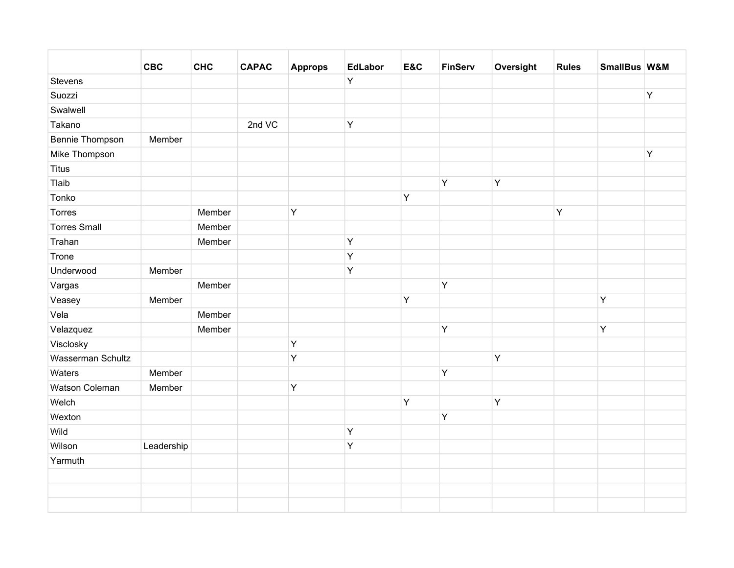| | CBC | CHC | CAPAC | Approps | EdLabor | E&C | FinServ | Oversight | Rules | SmallBus | W&M |
|---|---|---|---|---|---|---|---|---|---|---|---|
| Stevens | | | | | Y | | | | | | |
| Suozzi | | | | | | | | | | | Y |
| Swalwell | | | | | | | | | | | |
| Takano | | | 2nd VC | | Y | | | | | | |
| Bennie Thompson | Member | | | | | | | | | | |
| Mike Thompson | | | | | | | | | | | Y |
| Titus | | | | | | | | | | | |
| Tlaib | | | | | | | Y | Y | | | |
| Tonko | | | | | | Y | | | | | |
| Torres | | Member | | Y | | | | | Y | | |
| Torres Small | | Member | | | | | | | | | |
| Trahan | | Member | | | Y | | | | | | |
| Trone | | | | | Y | | | | | | |
| Underwood | Member | | | | Y | | | | | | |
| Vargas | | Member | | | | | Y | | | | |
| Veasey | Member | | | | | Y | | | | Y | |
| Vela | | Member | | | | | | | | | |
| Velazquez | | Member | | | | | Y | | | Y | |
| Visclosky | | | | Y | | | | | | | |
| Wasserman Schultz | | | | Y | | | | Y | | | |
| Waters | Member | | | | | | Y | | | | |
| Watson Coleman | Member | | | Y | | | | | | | |
| Welch | | | | | | Y | | Y | | | |
| Wexton | | | | | | | Y | | | | |
| Wild | | | | | Y | | | | | | |
| Wilson | Leadership | | | | Y | | | | | | |
| Yarmuth | | | | | | | | | | | |
| | | | | | | | | | | | |
| | | | | | | | | | | | |
| | | | | | | | | | | | |